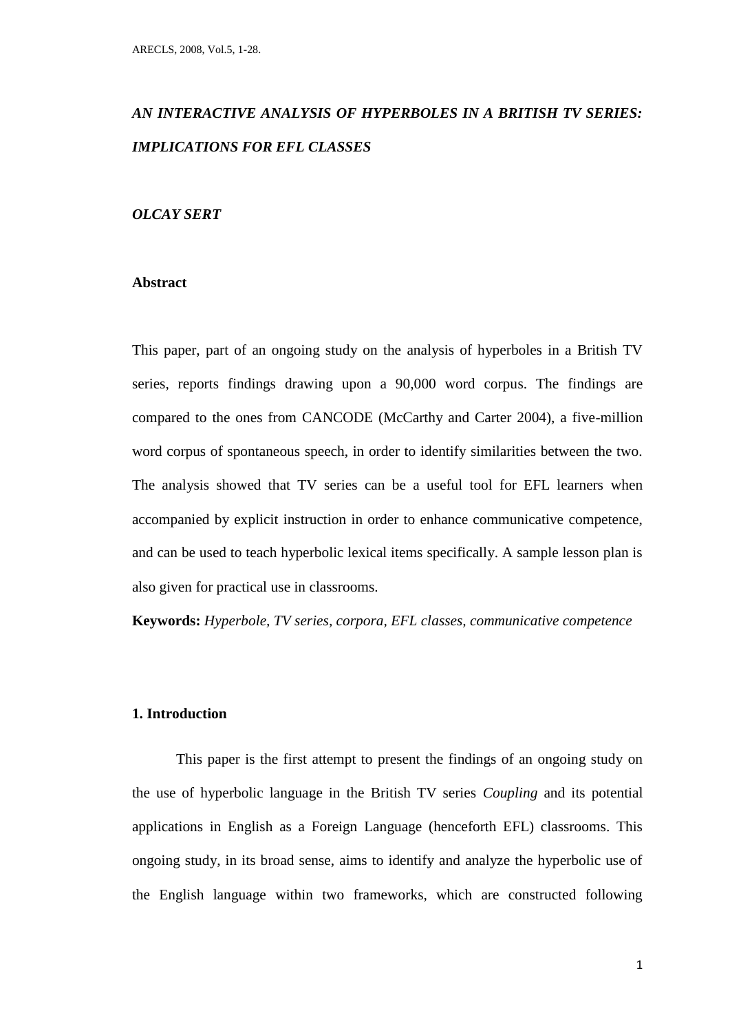# *AN INTERACTIVE ANALYSIS OF HYPERBOLES IN A BRITISH TV SERIES: IMPLICATIONS FOR EFL CLASSES*

***OLCAY SERT***

## Abstract

This paper, part of an ongoing study on the analysis of hyperboles in a British TV series, reports findings drawing upon a 90,000 word corpus. The findings are compared to the ones from CANCODE (McCarthy and Carter 2004), a five-million word corpus of spontaneous speech, in order to identify similarities between the two. The analysis showed that TV series can be a useful tool for EFL learners when accompanied by explicit instruction in order to enhance communicative competence, and can be used to teach hyperbolic lexical items specifically. A sample lesson plan is also given for practical use in classrooms.

**Keywords:** *Hyperbole, TV series, corpora, EFL classes, communicative competence*

## 1. Introduction

This paper is the first attempt to present the findings of an ongoing study on the use of hyperbolic language in the British TV series *Coupling* and its potential applications in English as a Foreign Language (henceforth EFL) classrooms. This ongoing study, in its broad sense, aims to identify and analyze the hyperbolic use of the English language within two frameworks, which are constructed following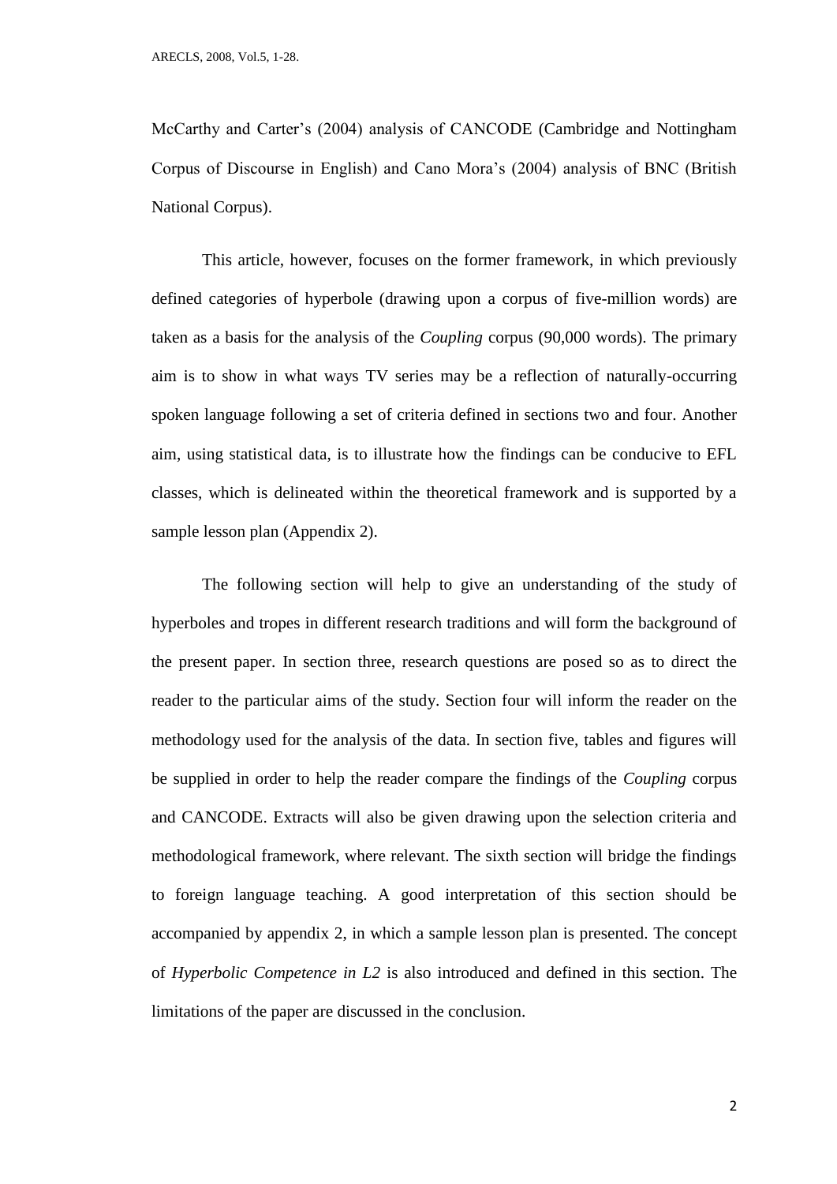McCarthy and Carter's (2004) analysis of CANCODE (Cambridge and Nottingham Corpus of Discourse in English) and Cano Mora's (2004) analysis of BNC (British National Corpus).

This article, however, focuses on the former framework, in which previously defined categories of hyperbole (drawing upon a corpus of five-million words) are taken as a basis for the analysis of the *Coupling* corpus (90,000 words). The primary aim is to show in what ways TV series may be a reflection of naturally-occurring spoken language following a set of criteria defined in sections two and four. Another aim, using statistical data, is to illustrate how the findings can be conducive to EFL classes, which is delineated within the theoretical framework and is supported by a sample lesson plan (Appendix 2).

The following section will help to give an understanding of the study of hyperboles and tropes in different research traditions and will form the background of the present paper. In section three, research questions are posed so as to direct the reader to the particular aims of the study. Section four will inform the reader on the methodology used for the analysis of the data. In section five, tables and figures will be supplied in order to help the reader compare the findings of the *Coupling* corpus and CANCODE. Extracts will also be given drawing upon the selection criteria and methodological framework, where relevant. The sixth section will bridge the findings to foreign language teaching. A good interpretation of this section should be accompanied by appendix 2, in which a sample lesson plan is presented. The concept of *Hyperbolic Competence in L2* is also introduced and defined in this section. The limitations of the paper are discussed in the conclusion.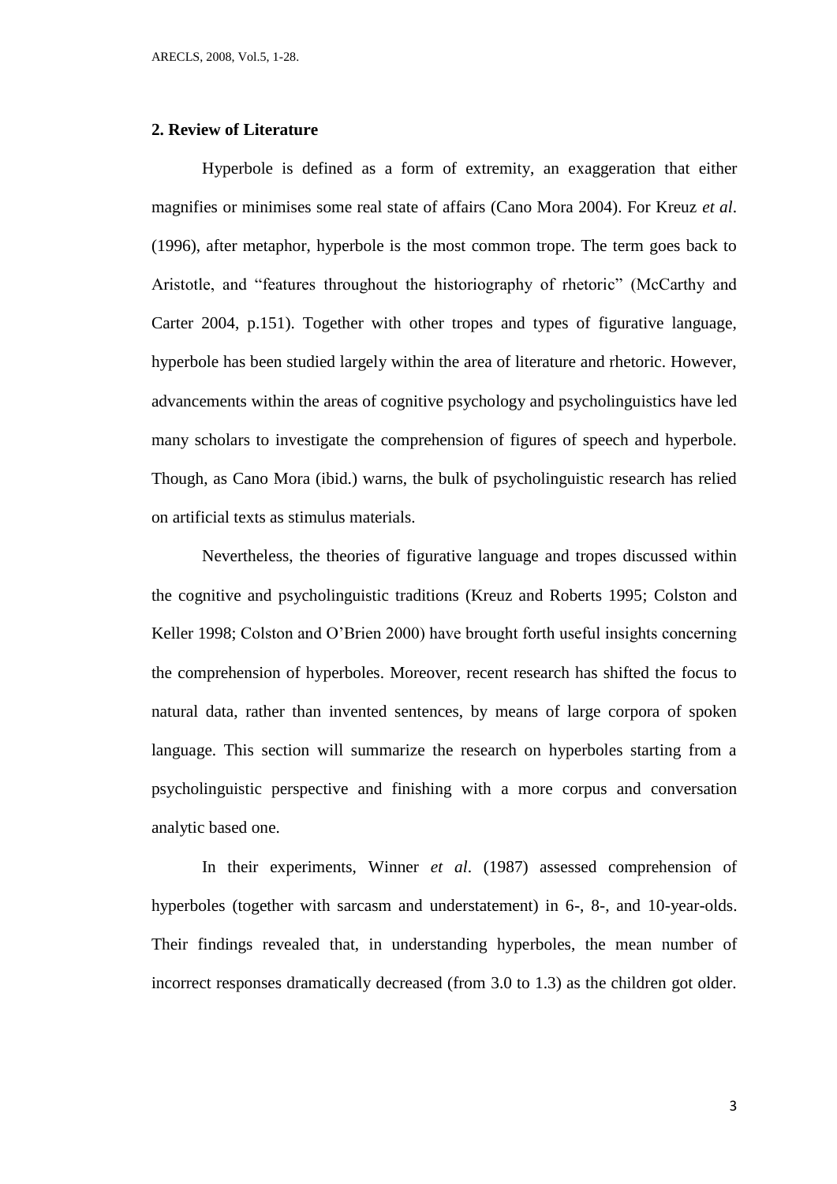## 2. Review of Literature

Hyperbole is defined as a form of extremity, an exaggeration that either magnifies or minimises some real state of affairs (Cano Mora 2004). For Kreuz *et al*. (1996), after metaphor, hyperbole is the most common trope. The term goes back to Aristotle, and "features throughout the historiography of rhetoric" (McCarthy and Carter 2004, p.151). Together with other tropes and types of figurative language, hyperbole has been studied largely within the area of literature and rhetoric. However, advancements within the areas of cognitive psychology and psycholinguistics have led many scholars to investigate the comprehension of figures of speech and hyperbole. Though, as Cano Mora (ibid.) warns, the bulk of psycholinguistic research has relied on artificial texts as stimulus materials.

Nevertheless, the theories of figurative language and tropes discussed within the cognitive and psycholinguistic traditions (Kreuz and Roberts 1995; Colston and Keller 1998; Colston and O'Brien 2000) have brought forth useful insights concerning the comprehension of hyperboles. Moreover, recent research has shifted the focus to natural data, rather than invented sentences, by means of large corpora of spoken language. This section will summarize the research on hyperboles starting from a psycholinguistic perspective and finishing with a more corpus and conversation analytic based one.

In their experiments, Winner *et al*. (1987) assessed comprehension of hyperboles (together with sarcasm and understatement) in 6-, 8-, and 10-year-olds. Their findings revealed that, in understanding hyperboles, the mean number of incorrect responses dramatically decreased (from 3.0 to 1.3) as the children got older.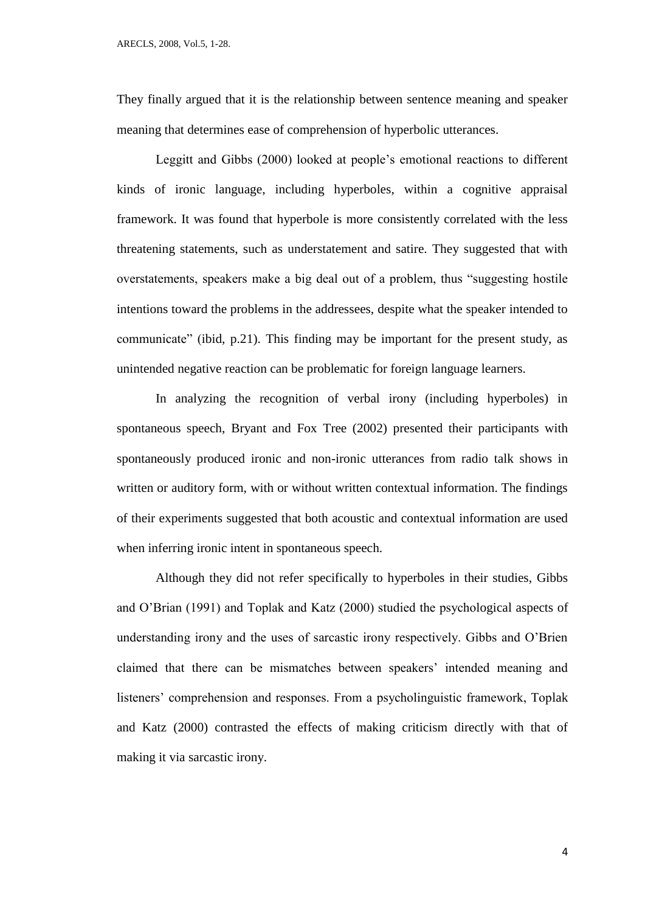They finally argued that it is the relationship between sentence meaning and speaker meaning that determines ease of comprehension of hyperbolic utterances.

Leggitt and Gibbs (2000) looked at people's emotional reactions to different kinds of ironic language, including hyperboles, within a cognitive appraisal framework. It was found that hyperbole is more consistently correlated with the less threatening statements, such as understatement and satire. They suggested that with overstatements, speakers make a big deal out of a problem, thus "suggesting hostile intentions toward the problems in the addressees, despite what the speaker intended to communicate" (ibid, p.21). This finding may be important for the present study, as unintended negative reaction can be problematic for foreign language learners.

In analyzing the recognition of verbal irony (including hyperboles) in spontaneous speech, Bryant and Fox Tree (2002) presented their participants with spontaneously produced ironic and non-ironic utterances from radio talk shows in written or auditory form, with or without written contextual information. The findings of their experiments suggested that both acoustic and contextual information are used when inferring ironic intent in spontaneous speech.

Although they did not refer specifically to hyperboles in their studies, Gibbs and O'Brian (1991) and Toplak and Katz (2000) studied the psychological aspects of understanding irony and the uses of sarcastic irony respectively. Gibbs and O'Brien claimed that there can be mismatches between speakers' intended meaning and listeners' comprehension and responses. From a psycholinguistic framework, Toplak and Katz (2000) contrasted the effects of making criticism directly with that of making it via sarcastic irony.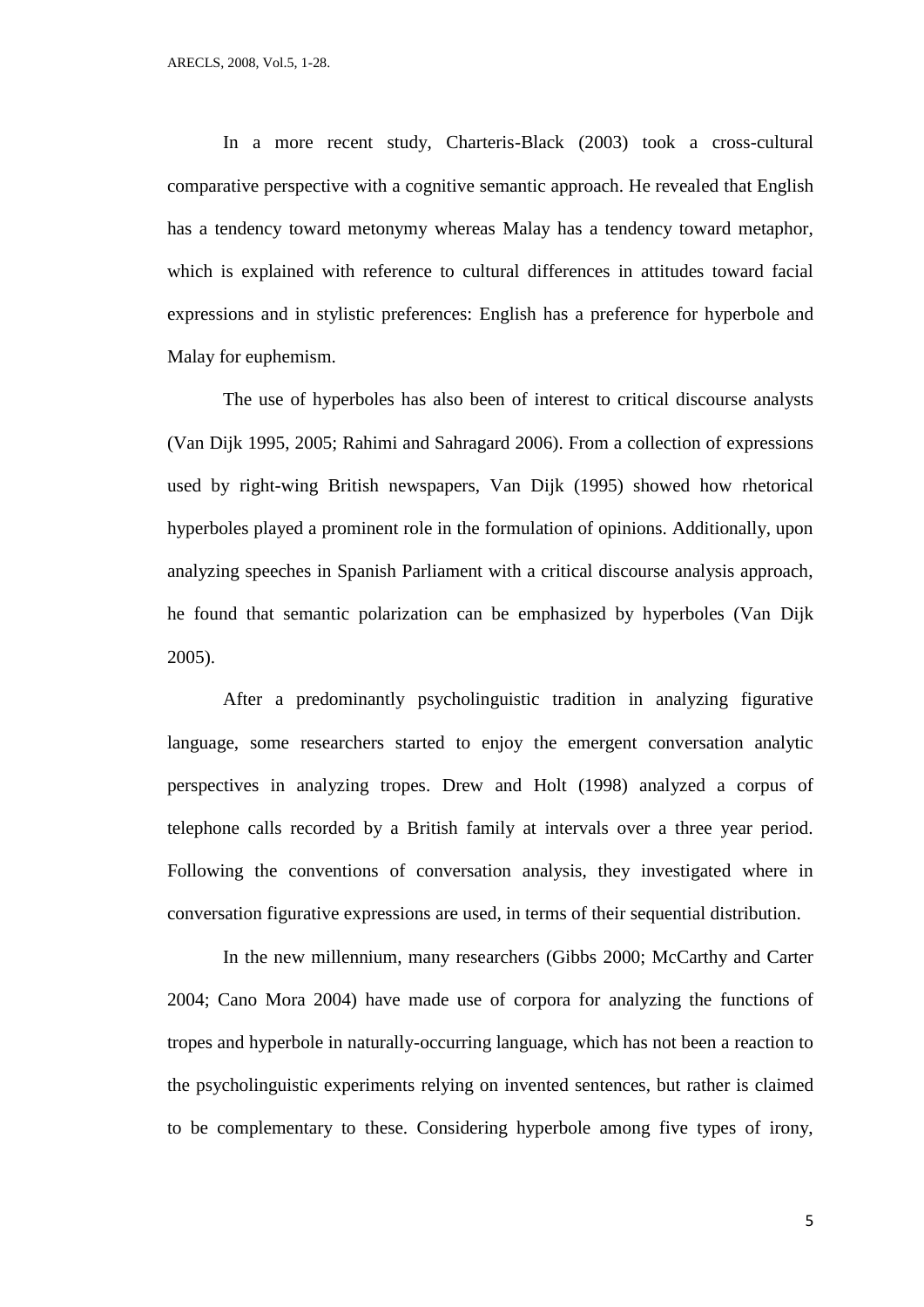In a more recent study, Charteris-Black (2003) took a cross-cultural comparative perspective with a cognitive semantic approach. He revealed that English has a tendency toward metonymy whereas Malay has a tendency toward metaphor, which is explained with reference to cultural differences in attitudes toward facial expressions and in stylistic preferences: English has a preference for hyperbole and Malay for euphemism.

The use of hyperboles has also been of interest to critical discourse analysts (Van Dijk 1995, 2005; Rahimi and Sahragard 2006). From a collection of expressions used by right-wing British newspapers, Van Dijk (1995) showed how rhetorical hyperboles played a prominent role in the formulation of opinions. Additionally, upon analyzing speeches in Spanish Parliament with a critical discourse analysis approach, he found that semantic polarization can be emphasized by hyperboles (Van Dijk 2005).

After a predominantly psycholinguistic tradition in analyzing figurative language, some researchers started to enjoy the emergent conversation analytic perspectives in analyzing tropes. Drew and Holt (1998) analyzed a corpus of telephone calls recorded by a British family at intervals over a three year period. Following the conventions of conversation analysis, they investigated where in conversation figurative expressions are used, in terms of their sequential distribution.

In the new millennium, many researchers (Gibbs 2000; McCarthy and Carter 2004; Cano Mora 2004) have made use of corpora for analyzing the functions of tropes and hyperbole in naturally-occurring language, which has not been a reaction to the psycholinguistic experiments relying on invented sentences, but rather is claimed to be complementary to these. Considering hyperbole among five types of irony,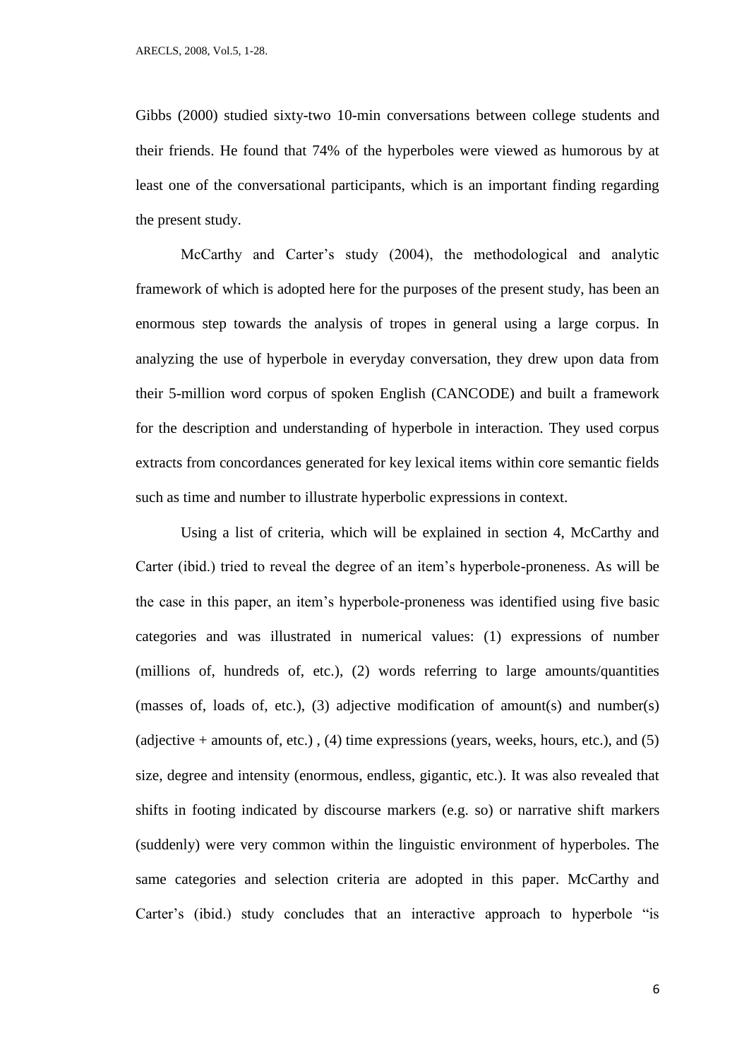Gibbs (2000) studied sixty-two 10-min conversations between college students and their friends. He found that 74% of the hyperboles were viewed as humorous by at least one of the conversational participants, which is an important finding regarding the present study.

McCarthy and Carter's study (2004), the methodological and analytic framework of which is adopted here for the purposes of the present study, has been an enormous step towards the analysis of tropes in general using a large corpus. In analyzing the use of hyperbole in everyday conversation, they drew upon data from their 5-million word corpus of spoken English (CANCODE) and built a framework for the description and understanding of hyperbole in interaction. They used corpus extracts from concordances generated for key lexical items within core semantic fields such as time and number to illustrate hyperbolic expressions in context.

Using a list of criteria, which will be explained in section 4, McCarthy and Carter (ibid.) tried to reveal the degree of an item's hyperbole-proneness. As will be the case in this paper, an item's hyperbole-proneness was identified using five basic categories and was illustrated in numerical values: (1) expressions of number (millions of, hundreds of, etc.), (2) words referring to large amounts/quantities (masses of, loads of, etc.), (3) adjective modification of amount(s) and number(s) (adjective + amounts of, etc.) , (4) time expressions (years, weeks, hours, etc.), and (5) size, degree and intensity (enormous, endless, gigantic, etc.). It was also revealed that shifts in footing indicated by discourse markers (e.g. so) or narrative shift markers (suddenly) were very common within the linguistic environment of hyperboles. The same categories and selection criteria are adopted in this paper. McCarthy and Carter's (ibid.) study concludes that an interactive approach to hyperbole "is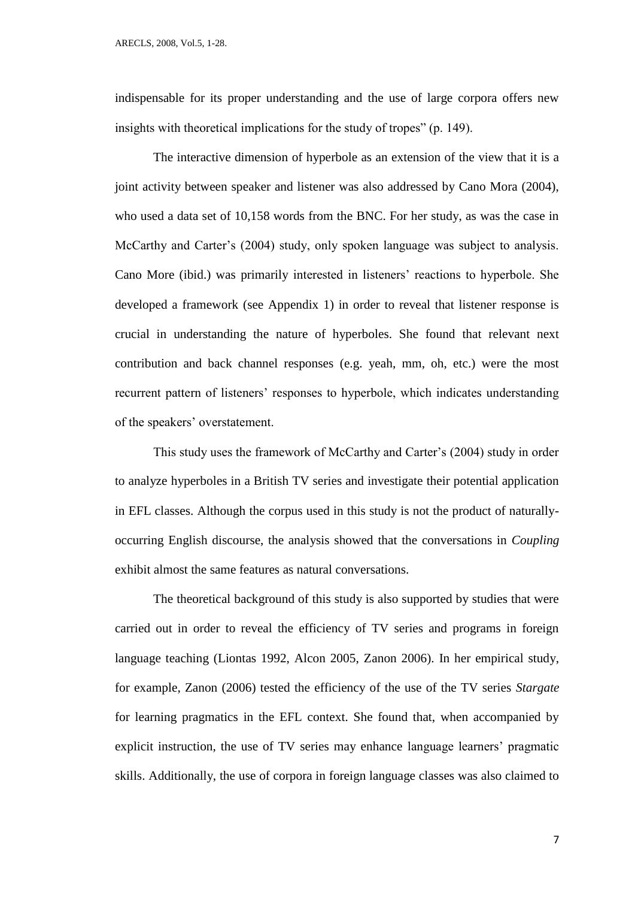indispensable for its proper understanding and the use of large corpora offers new insights with theoretical implications for the study of tropes" (p. 149).

The interactive dimension of hyperbole as an extension of the view that it is a joint activity between speaker and listener was also addressed by Cano Mora (2004), who used a data set of 10,158 words from the BNC. For her study, as was the case in McCarthy and Carter's (2004) study, only spoken language was subject to analysis. Cano More (ibid.) was primarily interested in listeners' reactions to hyperbole. She developed a framework (see Appendix 1) in order to reveal that listener response is crucial in understanding the nature of hyperboles. She found that relevant next contribution and back channel responses (e.g. yeah, mm, oh, etc.) were the most recurrent pattern of listeners' responses to hyperbole, which indicates understanding of the speakers' overstatement.

This study uses the framework of McCarthy and Carter's (2004) study in order to analyze hyperboles in a British TV series and investigate their potential application in EFL classes. Although the corpus used in this study is not the product of naturally-occurring English discourse, the analysis showed that the conversations in *Coupling* exhibit almost the same features as natural conversations.

The theoretical background of this study is also supported by studies that were carried out in order to reveal the efficiency of TV series and programs in foreign language teaching (Liontas 1992, Alcon 2005, Zanon 2006). In her empirical study, for example, Zanon (2006) tested the efficiency of the use of the TV series *Stargate* for learning pragmatics in the EFL context. She found that, when accompanied by explicit instruction, the use of TV series may enhance language learners' pragmatic skills. Additionally, the use of corpora in foreign language classes was also claimed to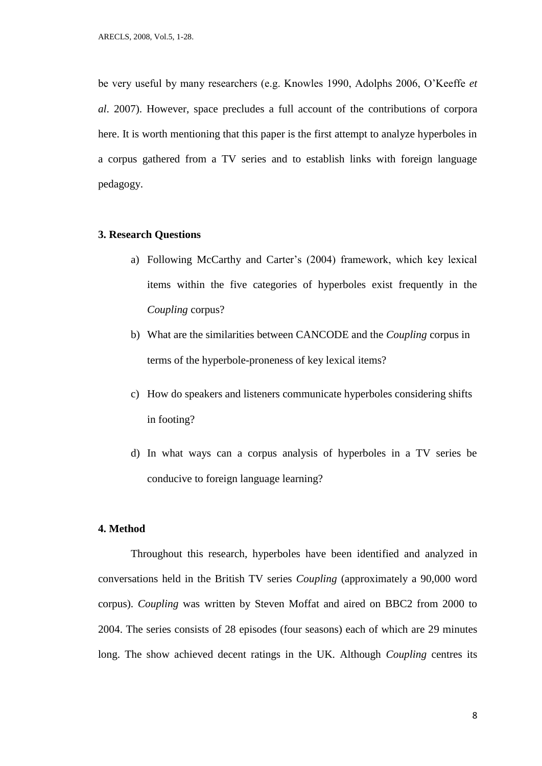be very useful by many researchers (e.g. Knowles 1990, Adolphs 2006, O'Keeffe *et al*. 2007). However, space precludes a full account of the contributions of corpora here. It is worth mentioning that this paper is the first attempt to analyze hyperboles in a corpus gathered from a TV series and to establish links with foreign language pedagogy.

## 3. Research Questions

a) Following McCarthy and Carter's (2004) framework, which key lexical items within the five categories of hyperboles exist frequently in the *Coupling* corpus?

b) What are the similarities between CANCODE and the *Coupling* corpus in terms of the hyperbole-proneness of key lexical items?

c) How do speakers and listeners communicate hyperboles considering shifts in footing?

d) In what ways can a corpus analysis of hyperboles in a TV series be conducive to foreign language learning?

## 4. Method

Throughout this research, hyperboles have been identified and analyzed in conversations held in the British TV series *Coupling* (approximately a 90,000 word corpus). *Coupling* was written by Steven Moffat and aired on BBC2 from 2000 to 2004. The series consists of 28 episodes (four seasons) each of which are 29 minutes long. The show achieved decent ratings in the UK. Although *Coupling* centres its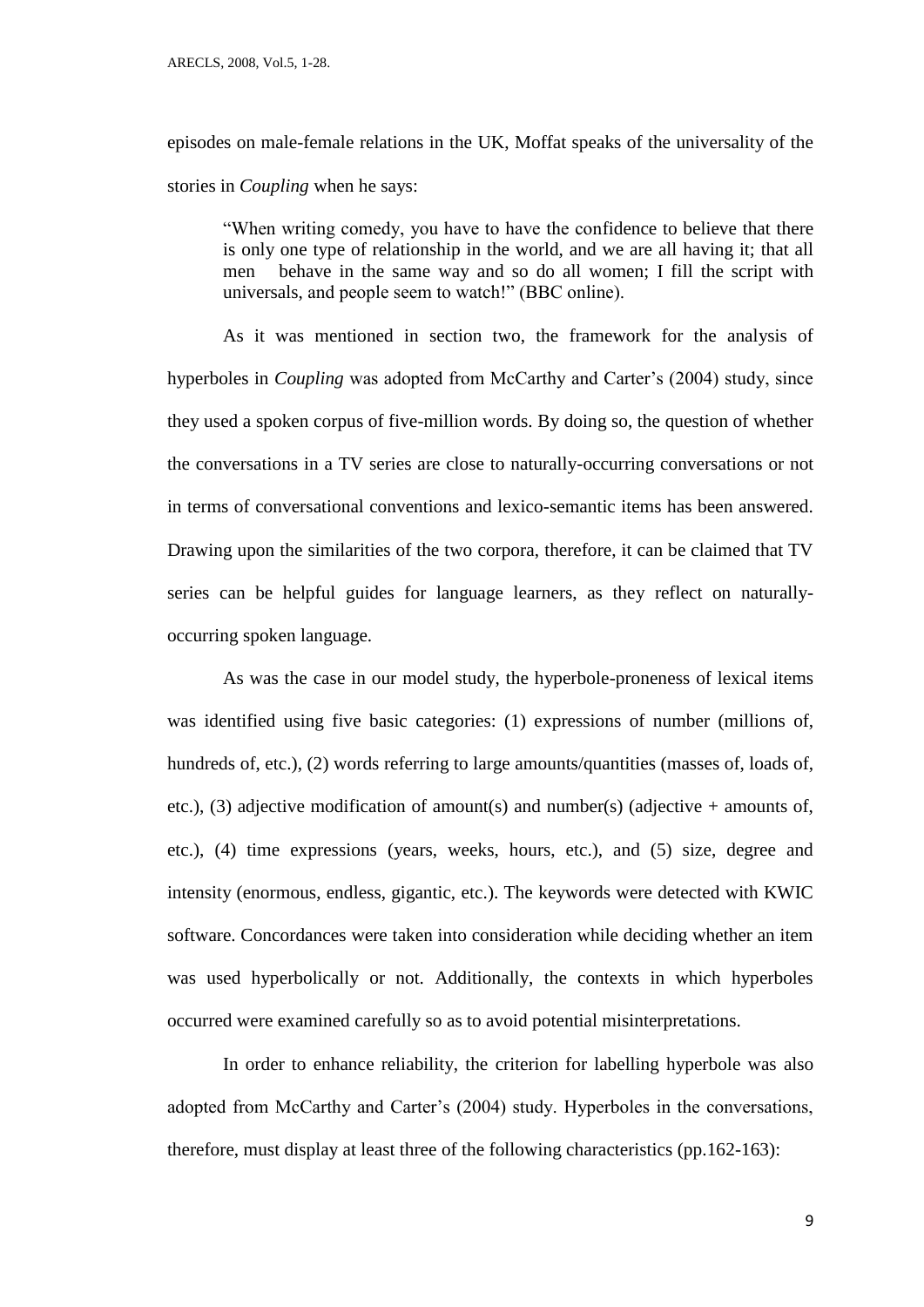episodes on male-female relations in the UK, Moffat speaks of the universality of the stories in *Coupling* when he says:

> "When writing comedy, you have to have the confidence to believe that there is only one type of relationship in the world, and we are all having it; that all men behave in the same way and so do all women; I fill the script with universals, and people seem to watch!" (BBC online).

As it was mentioned in section two, the framework for the analysis of hyperboles in *Coupling* was adopted from McCarthy and Carter's (2004) study, since they used a spoken corpus of five-million words. By doing so, the question of whether the conversations in a TV series are close to naturally-occurring conversations or not in terms of conversational conventions and lexico-semantic items has been answered. Drawing upon the similarities of the two corpora, therefore, it can be claimed that TV series can be helpful guides for language learners, as they reflect on naturally-occurring spoken language.

As was the case in our model study, the hyperbole-proneness of lexical items was identified using five basic categories: (1) expressions of number (millions of, hundreds of, etc.), (2) words referring to large amounts/quantities (masses of, loads of, etc.), (3) adjective modification of amount(s) and number(s) (adjective + amounts of, etc.), (4) time expressions (years, weeks, hours, etc.), and (5) size, degree and intensity (enormous, endless, gigantic, etc.). The keywords were detected with KWIC software. Concordances were taken into consideration while deciding whether an item was used hyperbolically or not. Additionally, the contexts in which hyperboles occurred were examined carefully so as to avoid potential misinterpretations.

In order to enhance reliability, the criterion for labelling hyperbole was also adopted from McCarthy and Carter's (2004) study. Hyperboles in the conversations, therefore, must display at least three of the following characteristics (pp.162-163):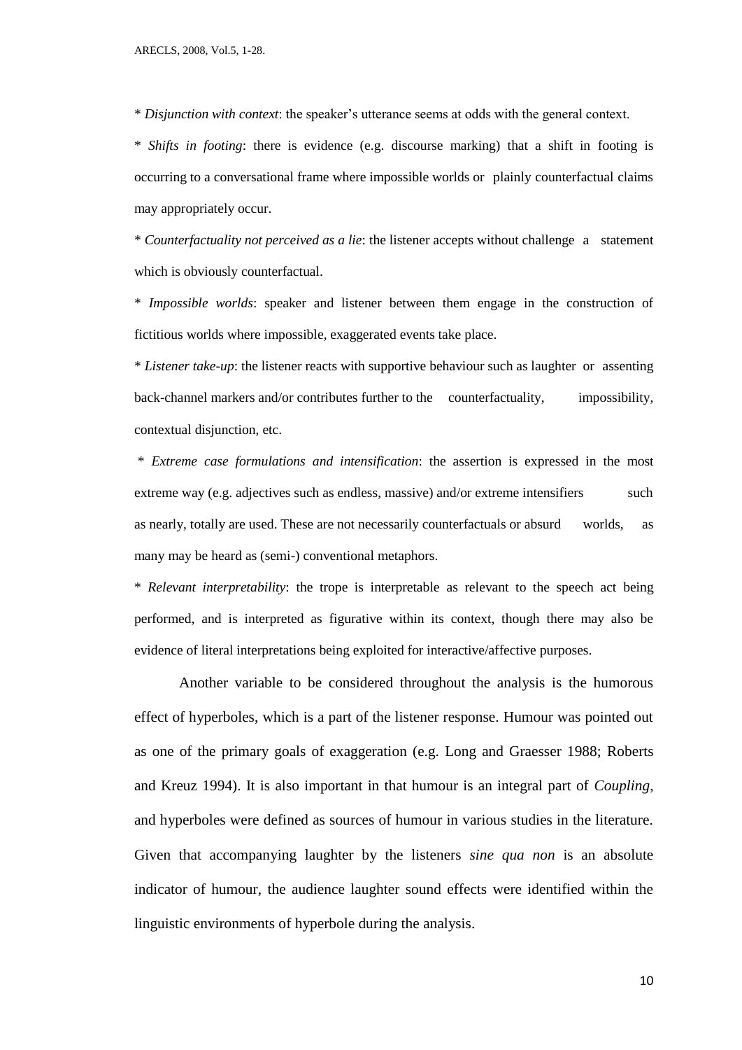* *Disjunction with context*: the speaker's utterance seems at odds with the general context.

* *Shifts in footing*: there is evidence (e.g. discourse marking) that a shift in footing is occurring to a conversational frame where impossible worlds or plainly counterfactual claims may appropriately occur.

* *Counterfactuality not perceived as a lie*: the listener accepts without challenge a statement which is obviously counterfactual.

* *Impossible worlds*: speaker and listener between them engage in the construction of fictitious worlds where impossible, exaggerated events take place.

* *Listener take-up*: the listener reacts with supportive behaviour such as laughter or assenting back-channel markers and/or contributes further to the counterfactuality, impossibility, contextual disjunction, etc.

* *Extreme case formulations and intensification*: the assertion is expressed in the most extreme way (e.g. adjectives such as endless, massive) and/or extreme intensifiers such as nearly, totally are used. These are not necessarily counterfactuals or absurd worlds, as many may be heard as (semi-) conventional metaphors.

* *Relevant interpretability*: the trope is interpretable as relevant to the speech act being performed, and is interpreted as figurative within its context, though there may also be evidence of literal interpretations being exploited for interactive/affective purposes.

Another variable to be considered throughout the analysis is the humorous effect of hyperboles, which is a part of the listener response. Humour was pointed out as one of the primary goals of exaggeration (e.g. Long and Graesser 1988; Roberts and Kreuz 1994). It is also important in that humour is an integral part of *Coupling*, and hyperboles were defined as sources of humour in various studies in the literature. Given that accompanying laughter by the listeners *sine qua non* is an absolute indicator of humour, the audience laughter sound effects were identified within the linguistic environments of hyperbole during the analysis.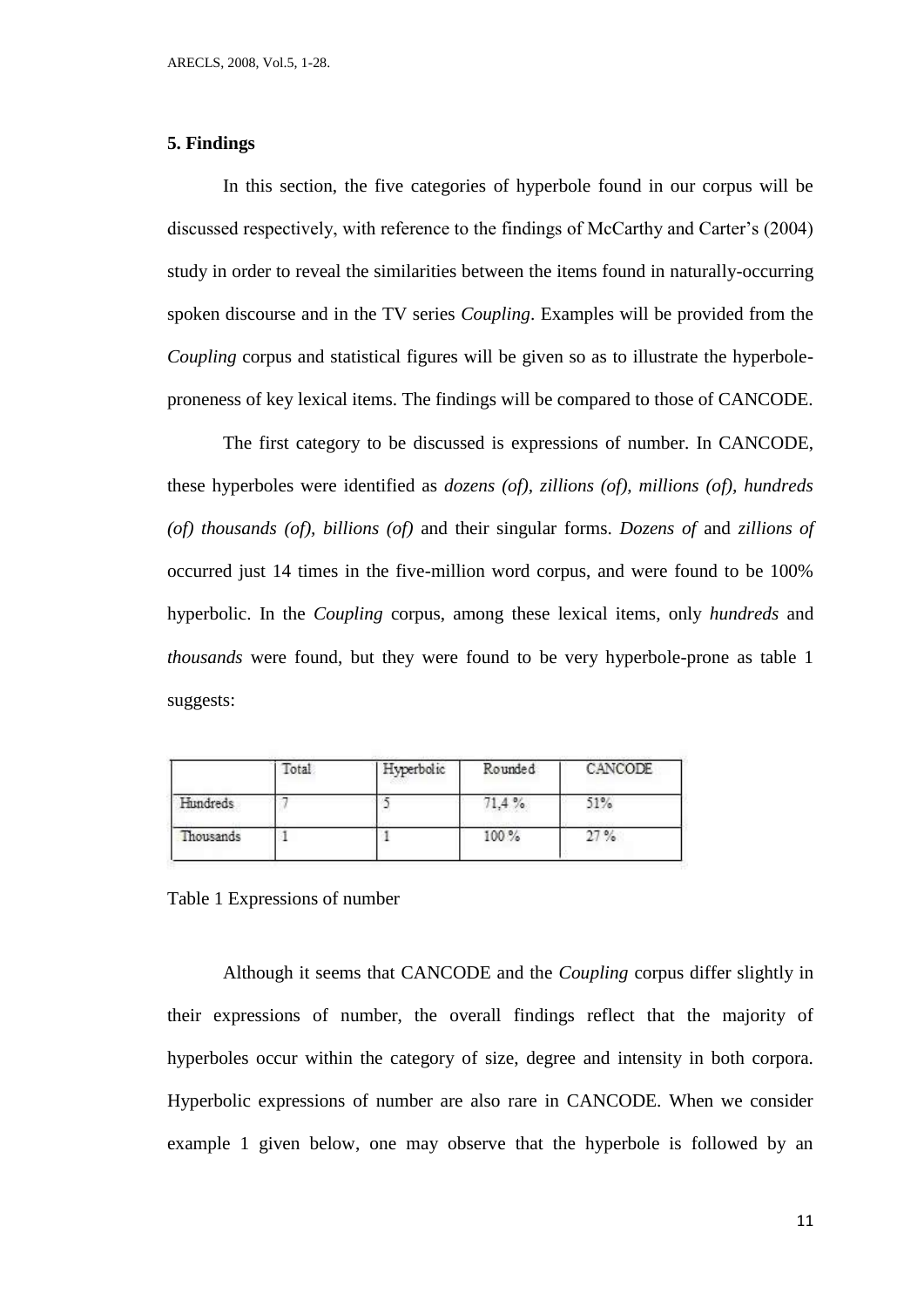## 5. Findings

In this section, the five categories of hyperbole found in our corpus will be discussed respectively, with reference to the findings of McCarthy and Carter's (2004) study in order to reveal the similarities between the items found in naturally-occurring spoken discourse and in the TV series *Coupling*. Examples will be provided from the *Coupling* corpus and statistical figures will be given so as to illustrate the hyperbole-proneness of key lexical items. The findings will be compared to those of CANCODE.

The first category to be discussed is expressions of number. In CANCODE, these hyperboles were identified as *dozens (of), zillions (of), millions (of), hundreds (of) thousands (of), billions (of)* and their singular forms. *Dozens of* and *zillions of* occurred just 14 times in the five-million word corpus, and were found to be 100% hyperbolic. In the *Coupling* corpus, among these lexical items, only *hundreds* and *thousands* were found, but they were found to be very hyperbole-prone as table 1 suggests:

| | Total | Hyperbolic | Rounded | CANCODE |
|---|---|---|---|---|
| Hundreds | 7 | 5 | 71,4 % | 51% |
| Thousands | 1 | 1 | 100 % | 27 % |

Table 1 Expressions of number

Although it seems that CANCODE and the *Coupling* corpus differ slightly in their expressions of number, the overall findings reflect that the majority of hyperboles occur within the category of size, degree and intensity in both corpora. Hyperbolic expressions of number are also rare in CANCODE. When we consider example 1 given below, one may observe that the hyperbole is followed by an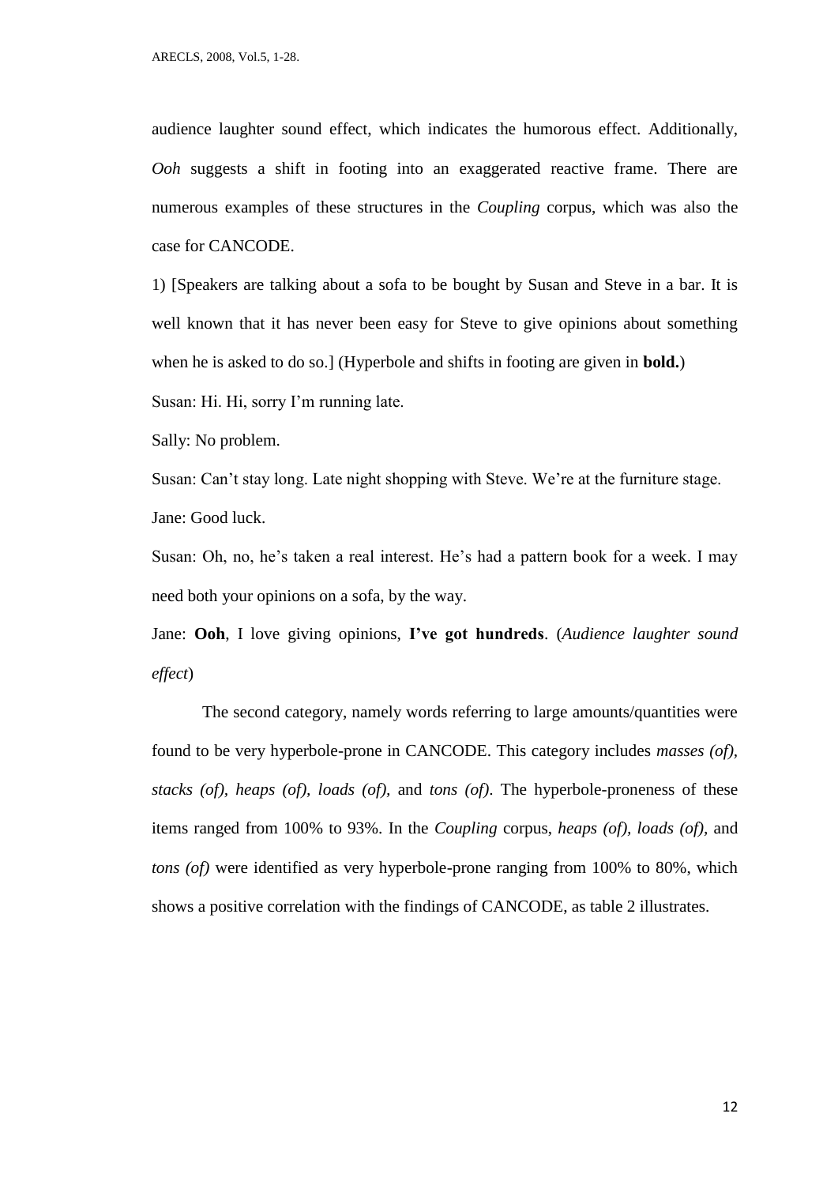audience laughter sound effect, which indicates the humorous effect. Additionally, *Ooh* suggests a shift in footing into an exaggerated reactive frame. There are numerous examples of these structures in the *Coupling* corpus, which was also the case for CANCODE.

1) [Speakers are talking about a sofa to be bought by Susan and Steve in a bar. It is well known that it has never been easy for Steve to give opinions about something when he is asked to do so.] (Hyperbole and shifts in footing are given in **bold.**)

Susan: Hi. Hi, sorry I'm running late.

Sally: No problem.

Susan: Can't stay long. Late night shopping with Steve. We're at the furniture stage.

Jane: Good luck.

Susan: Oh, no, he's taken a real interest. He's had a pattern book for a week. I may need both your opinions on a sofa, by the way.

Jane: **Ooh**, I love giving opinions, **I've got hundreds**. (*Audience laughter sound effect*)

The second category, namely words referring to large amounts/quantities were found to be very hyperbole-prone in CANCODE. This category includes *masses (of), stacks (of), heaps (of), loads (of),* and *tons (of)*. The hyperbole-proneness of these items ranged from 100% to 93%. In the *Coupling* corpus, *heaps (of), loads (of),* and *tons (of)* were identified as very hyperbole-prone ranging from 100% to 80%, which shows a positive correlation with the findings of CANCODE, as table 2 illustrates.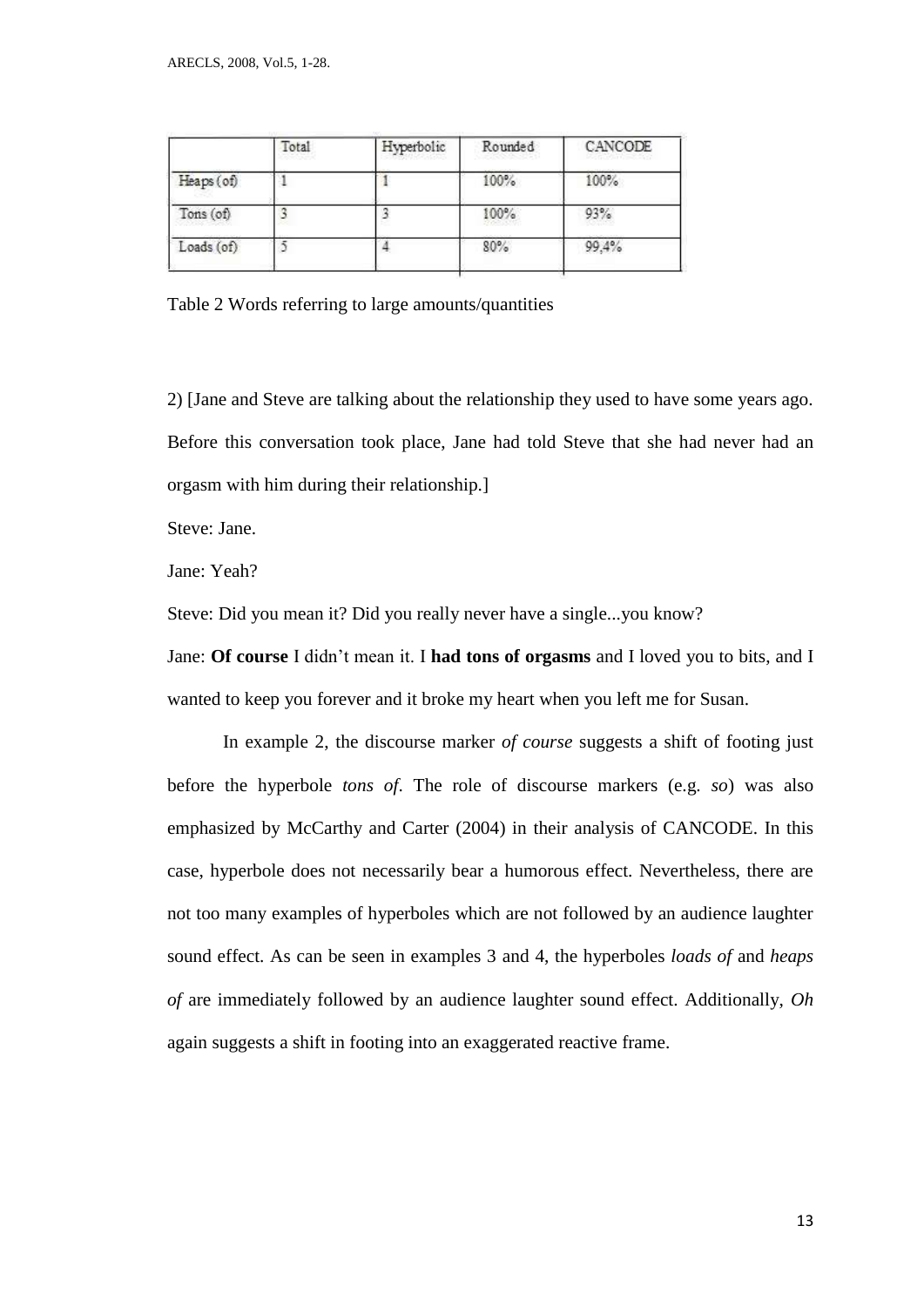| | Total | Hyperbolic | Rounded | CANCODE |
|---|---|---|---|---|
| Heaps (of) | 1 | 1 | 100% | 100% |
| Tons (of) | 3 | 3 | 100% | 93% |
| Loads (of) | 5 | 4 | 80% | 99,4% |

Table 2 Words referring to large amounts/quantities

2) [Jane and Steve are talking about the relationship they used to have some years ago. Before this conversation took place, Jane had told Steve that she had never had an orgasm with him during their relationship.]

Steve: Jane.

Jane: Yeah?

Steve: Did you mean it? Did you really never have a single...you know?

Jane: **Of course** I didn't mean it. I **had tons of orgasms** and I loved you to bits, and I wanted to keep you forever and it broke my heart when you left me for Susan.

In example 2, the discourse marker *of course* suggests a shift of footing just before the hyperbole *tons of*. The role of discourse markers (e.g. *so*) was also emphasized by McCarthy and Carter (2004) in their analysis of CANCODE. In this case, hyperbole does not necessarily bear a humorous effect. Nevertheless, there are not too many examples of hyperboles which are not followed by an audience laughter sound effect. As can be seen in examples 3 and 4, the hyperboles *loads of* and *heaps of* are immediately followed by an audience laughter sound effect. Additionally, *Oh* again suggests a shift in footing into an exaggerated reactive frame.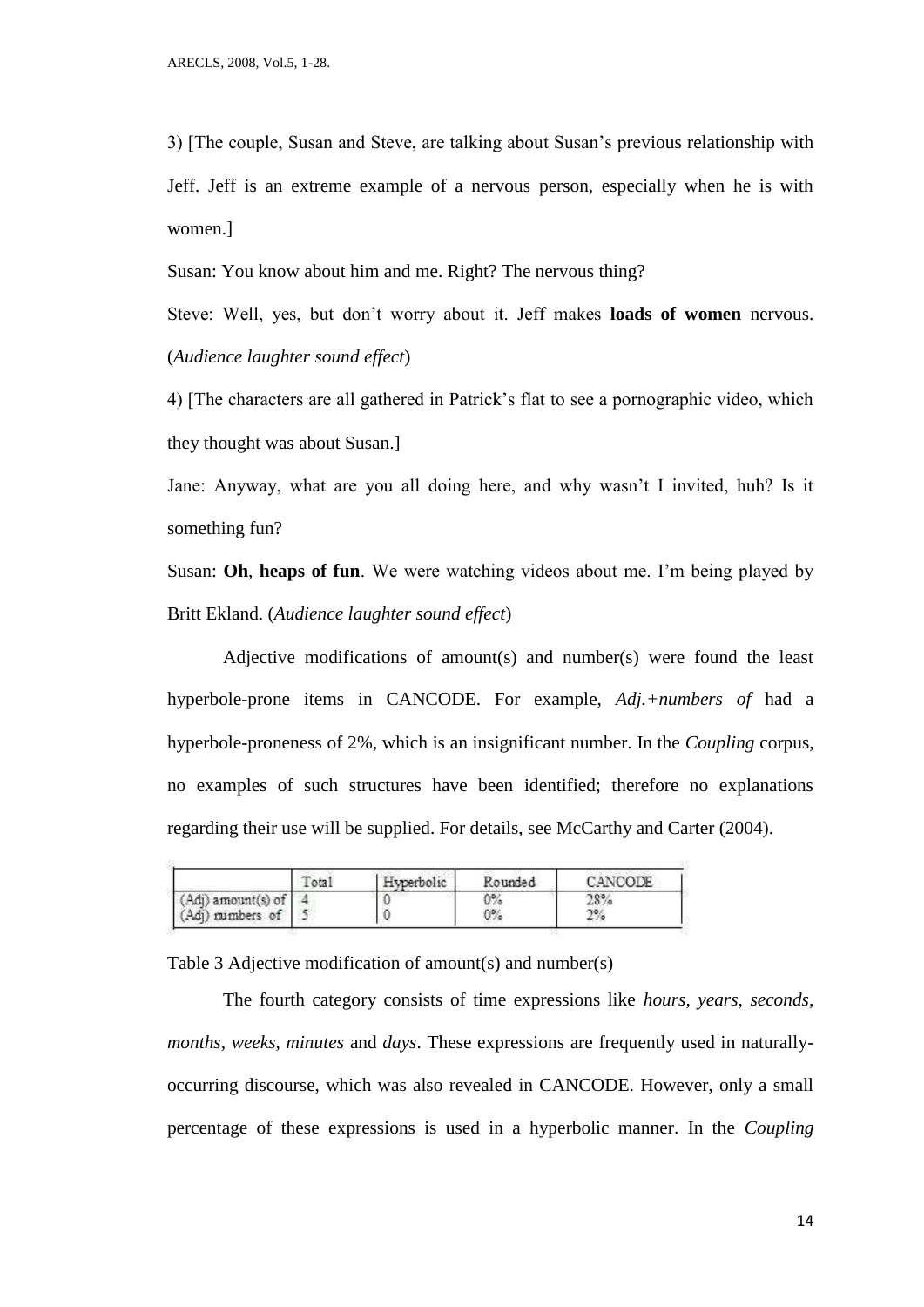3) [The couple, Susan and Steve, are talking about Susan's previous relationship with Jeff. Jeff is an extreme example of a nervous person, especially when he is with women.]

Susan: You know about him and me. Right? The nervous thing?

Steve: Well, yes, but don't worry about it. Jeff makes **loads of women** nervous. (*Audience laughter sound effect*)

4) [The characters are all gathered in Patrick's flat to see a pornographic video, which they thought was about Susan.]

Jane: Anyway, what are you all doing here, and why wasn't I invited, huh? Is it something fun?

Susan: **Oh**, **heaps of fun**. We were watching videos about me. I'm being played by Britt Ekland. (*Audience laughter sound effect*)

Adjective modifications of amount(s) and number(s) were found the least hyperbole-prone items in CANCODE. For example, *Adj.+numbers of* had a hyperbole-proneness of 2%, which is an insignificant number. In the *Coupling* corpus, no examples of such structures have been identified; therefore no explanations regarding their use will be supplied. For details, see McCarthy and Carter (2004).

| | Total | Hyperbolic | Rounded | CANCODE |
|---|---|---|---|---|
| (Adj) amount(s) of | 4 | 0 | 0% | 28% |
| (Adj) numbers of | 5 | 0 | 0% | 2% |

Table 3 Adjective modification of amount(s) and number(s)

The fourth category consists of time expressions like *hours*, *years*, *seconds*, *months*, *weeks*, *minutes* and *days*. These expressions are frequently used in naturally-occurring discourse, which was also revealed in CANCODE. However, only a small percentage of these expressions is used in a hyperbolic manner. In the *Coupling*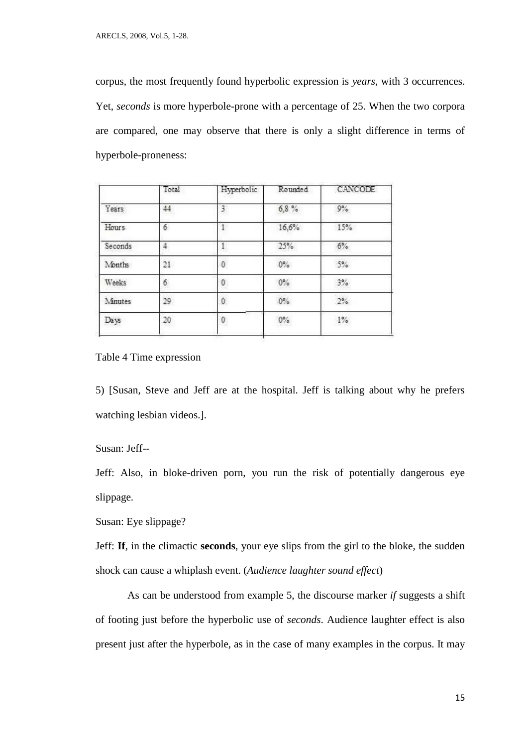corpus, the most frequently found hyperbolic expression is *years*, with 3 occurrences. Yet, *seconds* is more hyperbole-prone with a percentage of 25. When the two corpora are compared, one may observe that there is only a slight difference in terms of hyperbole-proneness:

| | Total | Hyperbolic | Rounded | CANCODE |
|---|---|---|---|---|
| Years | 44 | 3 | 6,8 % | 9% |
| Hours | 6 | 1 | 16,6% | 15% |
| Seconds | 4 | 1 | 25% | 6% |
| Months | 21 | 0 | 0% | 5% |
| Weeks | 6 | 0 | 0% | 3% |
| Minutes | 29 | 0 | 0% | 2% |
| Days | 20 | 0 | 0% | 1% |

Table 4 Time expression

5) [Susan, Steve and Jeff are at the hospital. Jeff is talking about why he prefers watching lesbian videos.].

Susan: Jeff--

Jeff: Also, in bloke-driven porn, you run the risk of potentially dangerous eye slippage.

Susan: Eye slippage?

Jeff: **If**, in the climactic **seconds**, your eye slips from the girl to the bloke, the sudden shock can cause a whiplash event. (*Audience laughter sound effect*)

As can be understood from example 5, the discourse marker *if* suggests a shift of footing just before the hyperbolic use of *seconds*. Audience laughter effect is also present just after the hyperbole, as in the case of many examples in the corpus. It may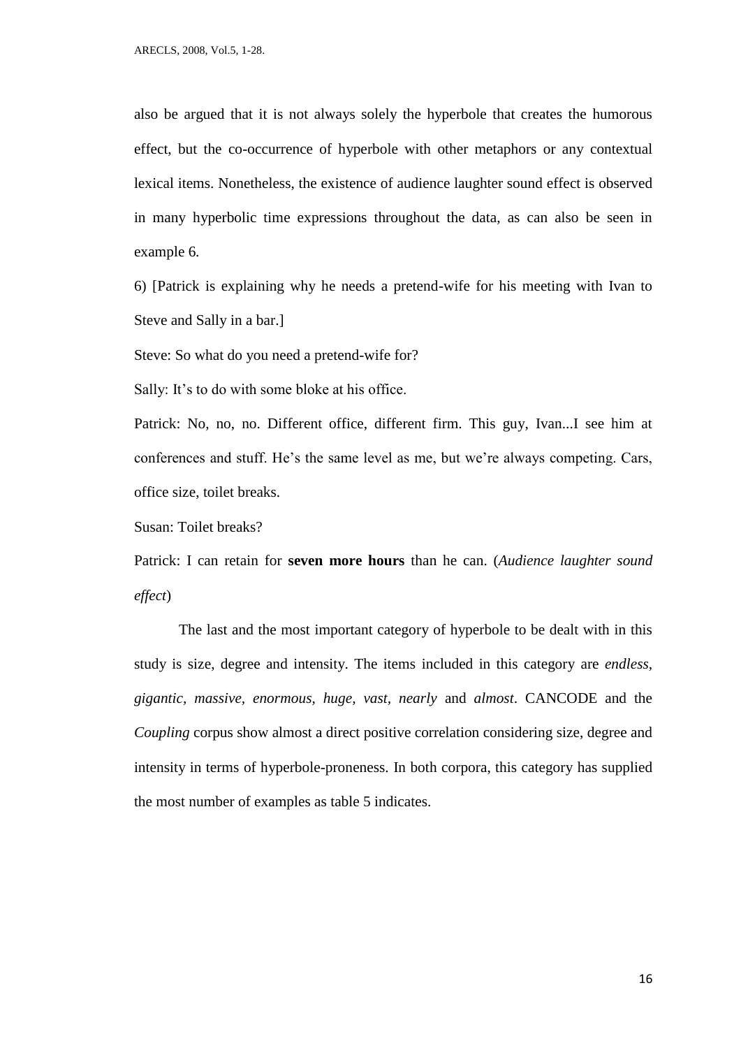also be argued that it is not always solely the hyperbole that creates the humorous effect, but the co-occurrence of hyperbole with other metaphors or any contextual lexical items. Nonetheless, the existence of audience laughter sound effect is observed in many hyperbolic time expressions throughout the data, as can also be seen in example 6.

6) [Patrick is explaining why he needs a pretend-wife for his meeting with Ivan to Steve and Sally in a bar.]

Steve: So what do you need a pretend-wife for?

Sally: It's to do with some bloke at his office.

Patrick: No, no, no. Different office, different firm. This guy, Ivan...I see him at conferences and stuff. He's the same level as me, but we're always competing. Cars, office size, toilet breaks.

Susan: Toilet breaks?

Patrick: I can retain for **seven more hours** than he can. (*Audience laughter sound effect*)

The last and the most important category of hyperbole to be dealt with in this study is size, degree and intensity. The items included in this category are *endless, gigantic, massive, enormous, huge, vast, nearly* and *almost*. CANCODE and the *Coupling* corpus show almost a direct positive correlation considering size, degree and intensity in terms of hyperbole-proneness. In both corpora, this category has supplied the most number of examples as table 5 indicates.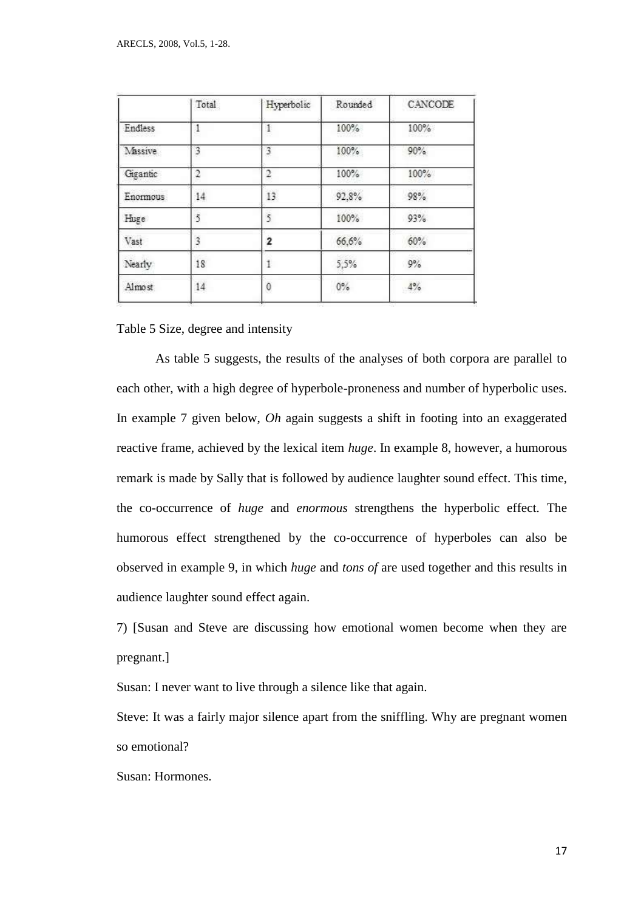| | Total | Hyperbolic | Rounded | CANCODE |
|---|---|---|---|---|
| Endless | 1 | 1 | 100% | 100% |
| Massive | 3 | 3 | 100% | 90% |
| Gigantic | 2 | 2 | 100% | 100% |
| Enormous | 14 | 13 | 92,8% | 98% |
| Huge | 5 | 5 | 100% | 93% |
| Vast | 3 | **2** | 66,6% | 60% |
| Nearly | 18 | 1 | 5,5% | 9% |
| Almost | 14 | 0 | 0% | 4% |

Table 5 Size, degree and intensity

As table 5 suggests, the results of the analyses of both corpora are parallel to each other, with a high degree of hyperbole-proneness and number of hyperbolic uses. In example 7 given below, *Oh* again suggests a shift in footing into an exaggerated reactive frame, achieved by the lexical item *huge*. In example 8, however, a humorous remark is made by Sally that is followed by audience laughter sound effect. This time, the co-occurrence of *huge* and *enormous* strengthens the hyperbolic effect. The humorous effect strengthened by the co-occurrence of hyperboles can also be observed in example 9, in which *huge* and *tons of* are used together and this results in audience laughter sound effect again.

7) [Susan and Steve are discussing how emotional women become when they are pregnant.]

Susan: I never want to live through a silence like that again.

Steve: It was a fairly major silence apart from the sniffling. Why are pregnant women so emotional?

Susan: Hormones.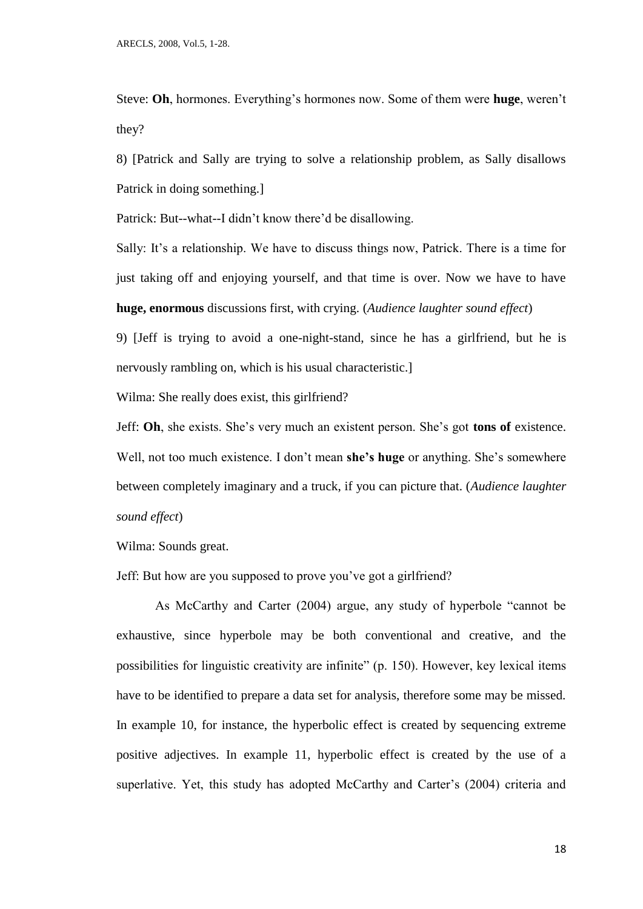Steve: **Oh**, hormones. Everything's hormones now. Some of them were **huge**, weren't they?

8) [Patrick and Sally are trying to solve a relationship problem, as Sally disallows Patrick in doing something.]

Patrick: But--what--I didn't know there'd be disallowing.

Sally: It's a relationship. We have to discuss things now, Patrick. There is a time for just taking off and enjoying yourself, and that time is over. Now we have to have **huge, enormous** discussions first, with crying. (*Audience laughter sound effect*)

9) [Jeff is trying to avoid a one-night-stand, since he has a girlfriend, but he is nervously rambling on, which is his usual characteristic.]

Wilma: She really does exist, this girlfriend?

Jeff: **Oh**, she exists. She's very much an existent person. She's got **tons of** existence. Well, not too much existence. I don't mean **she's huge** or anything. She's somewhere between completely imaginary and a truck, if you can picture that. (*Audience laughter sound effect*)

Wilma: Sounds great.

Jeff: But how are you supposed to prove you've got a girlfriend?

As McCarthy and Carter (2004) argue, any study of hyperbole "cannot be exhaustive, since hyperbole may be both conventional and creative, and the possibilities for linguistic creativity are infinite" (p. 150). However, key lexical items have to be identified to prepare a data set for analysis, therefore some may be missed. In example 10, for instance, the hyperbolic effect is created by sequencing extreme positive adjectives. In example 11, hyperbolic effect is created by the use of a superlative. Yet, this study has adopted McCarthy and Carter's (2004) criteria and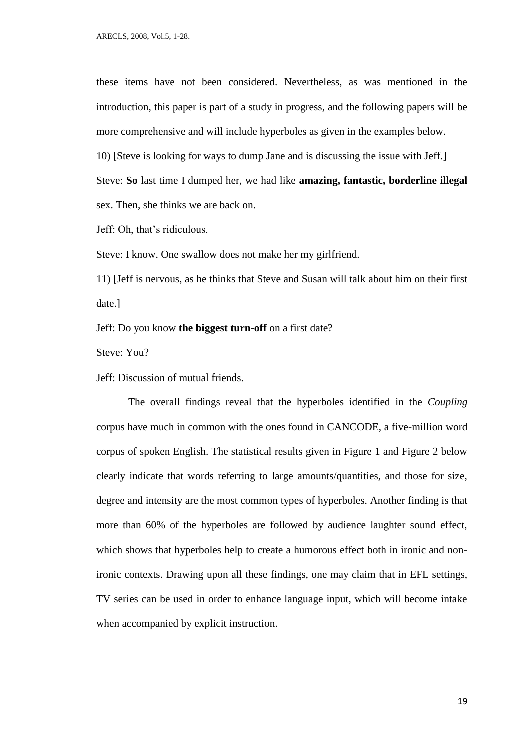these items have not been considered. Nevertheless, as was mentioned in the introduction, this paper is part of a study in progress, and the following papers will be more comprehensive and will include hyperboles as given in the examples below.

10) [Steve is looking for ways to dump Jane and is discussing the issue with Jeff.]

Steve: **So** last time I dumped her, we had like **amazing, fantastic, borderline illegal** sex. Then, she thinks we are back on.

Jeff: Oh, that's ridiculous.

Steve: I know. One swallow does not make her my girlfriend.

11) [Jeff is nervous, as he thinks that Steve and Susan will talk about him on their first date.]

Jeff: Do you know **the biggest turn-off** on a first date?

Steve: You?

Jeff: Discussion of mutual friends.

The overall findings reveal that the hyperboles identified in the *Coupling* corpus have much in common with the ones found in CANCODE, a five-million word corpus of spoken English. The statistical results given in Figure 1 and Figure 2 below clearly indicate that words referring to large amounts/quantities, and those for size, degree and intensity are the most common types of hyperboles. Another finding is that more than 60% of the hyperboles are followed by audience laughter sound effect, which shows that hyperboles help to create a humorous effect both in ironic and non-ironic contexts. Drawing upon all these findings, one may claim that in EFL settings, TV series can be used in order to enhance language input, which will become intake when accompanied by explicit instruction.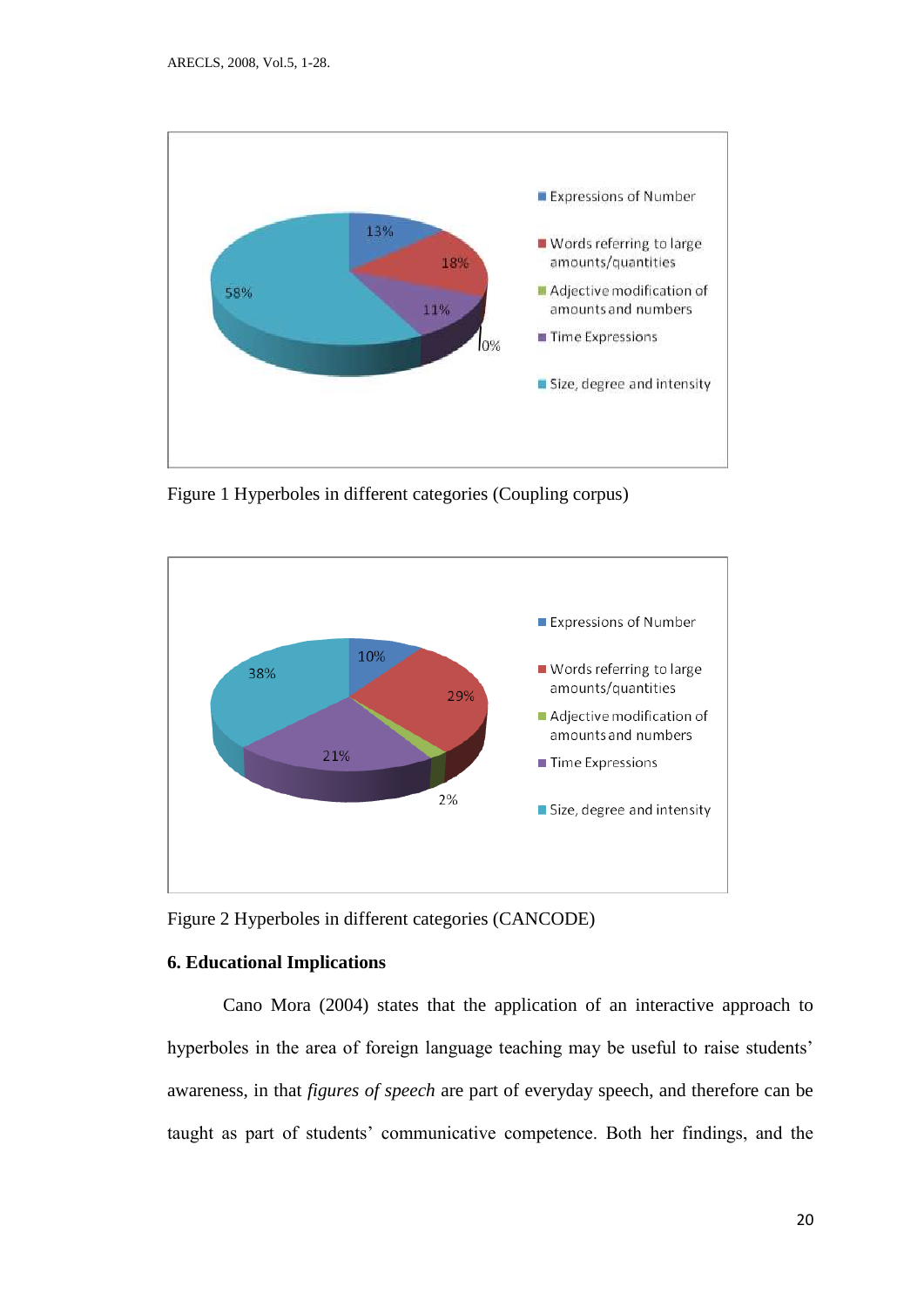Figure 1 Hyperboles in different categories (Coupling corpus)

Figure 2 Hyperboles in different categories (CANCODE)

### 6. Educational Implications

Cano Mora (2004) states that the application of an interactive approach to hyperboles in the area of foreign language teaching may be useful to raise students' awareness, in that *figures of speech* are part of everyday speech, and therefore can be taught as part of students' communicative competence. Both her findings, and the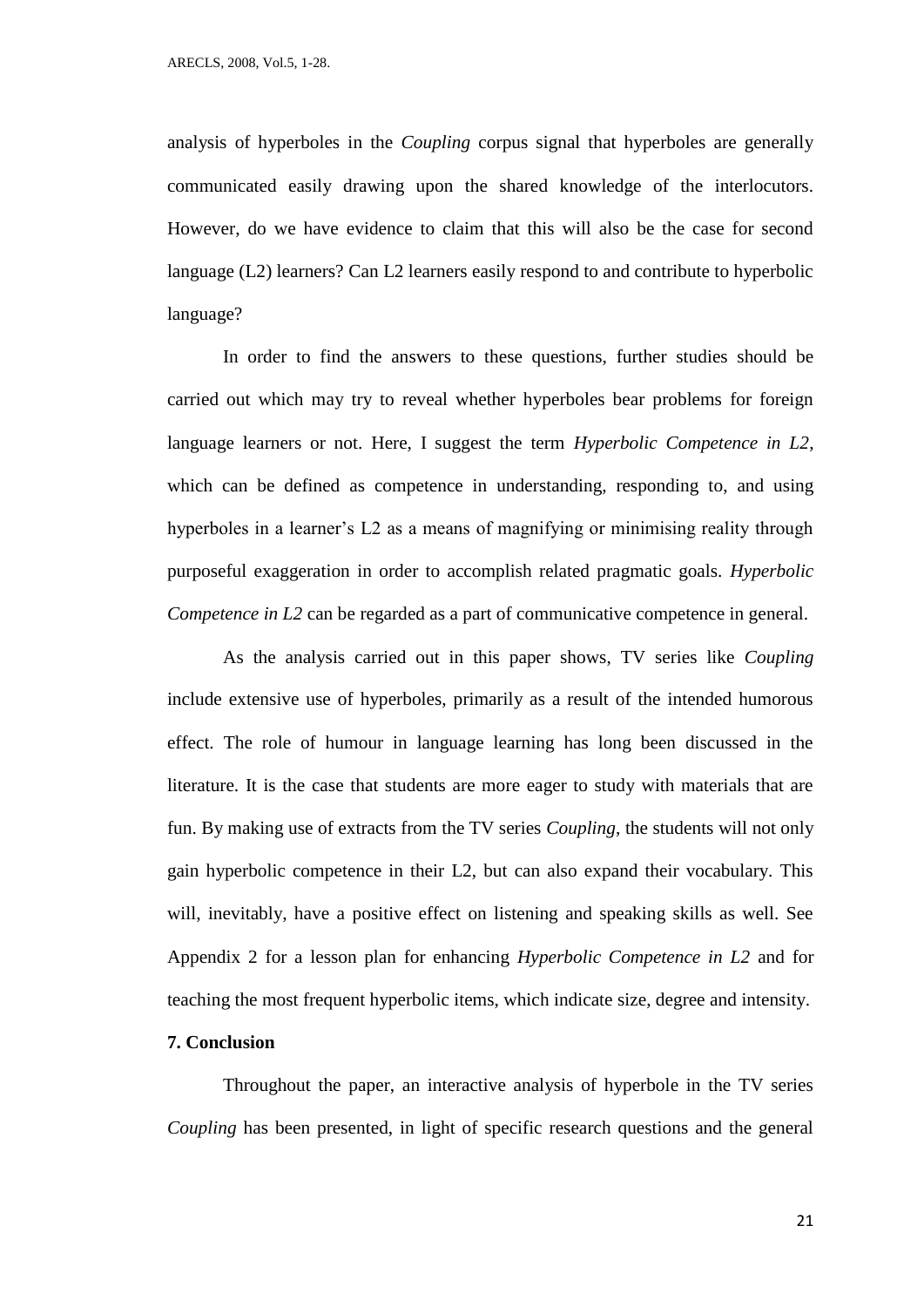analysis of hyperboles in the *Coupling* corpus signal that hyperboles are generally communicated easily drawing upon the shared knowledge of the interlocutors. However, do we have evidence to claim that this will also be the case for second language (L2) learners? Can L2 learners easily respond to and contribute to hyperbolic language?

In order to find the answers to these questions, further studies should be carried out which may try to reveal whether hyperboles bear problems for foreign language learners or not. Here, I suggest the term *Hyperbolic Competence in L2*, which can be defined as competence in understanding, responding to, and using hyperboles in a learner's L2 as a means of magnifying or minimising reality through purposeful exaggeration in order to accomplish related pragmatic goals. *Hyperbolic Competence in L2* can be regarded as a part of communicative competence in general.

As the analysis carried out in this paper shows, TV series like *Coupling* include extensive use of hyperboles, primarily as a result of the intended humorous effect. The role of humour in language learning has long been discussed in the literature. It is the case that students are more eager to study with materials that are fun. By making use of extracts from the TV series *Coupling*, the students will not only gain hyperbolic competence in their L2, but can also expand their vocabulary. This will, inevitably, have a positive effect on listening and speaking skills as well. See Appendix 2 for a lesson plan for enhancing *Hyperbolic Competence in L2* and for teaching the most frequent hyperbolic items, which indicate size, degree and intensity.

## 7. Conclusion

Throughout the paper, an interactive analysis of hyperbole in the TV series *Coupling* has been presented, in light of specific research questions and the general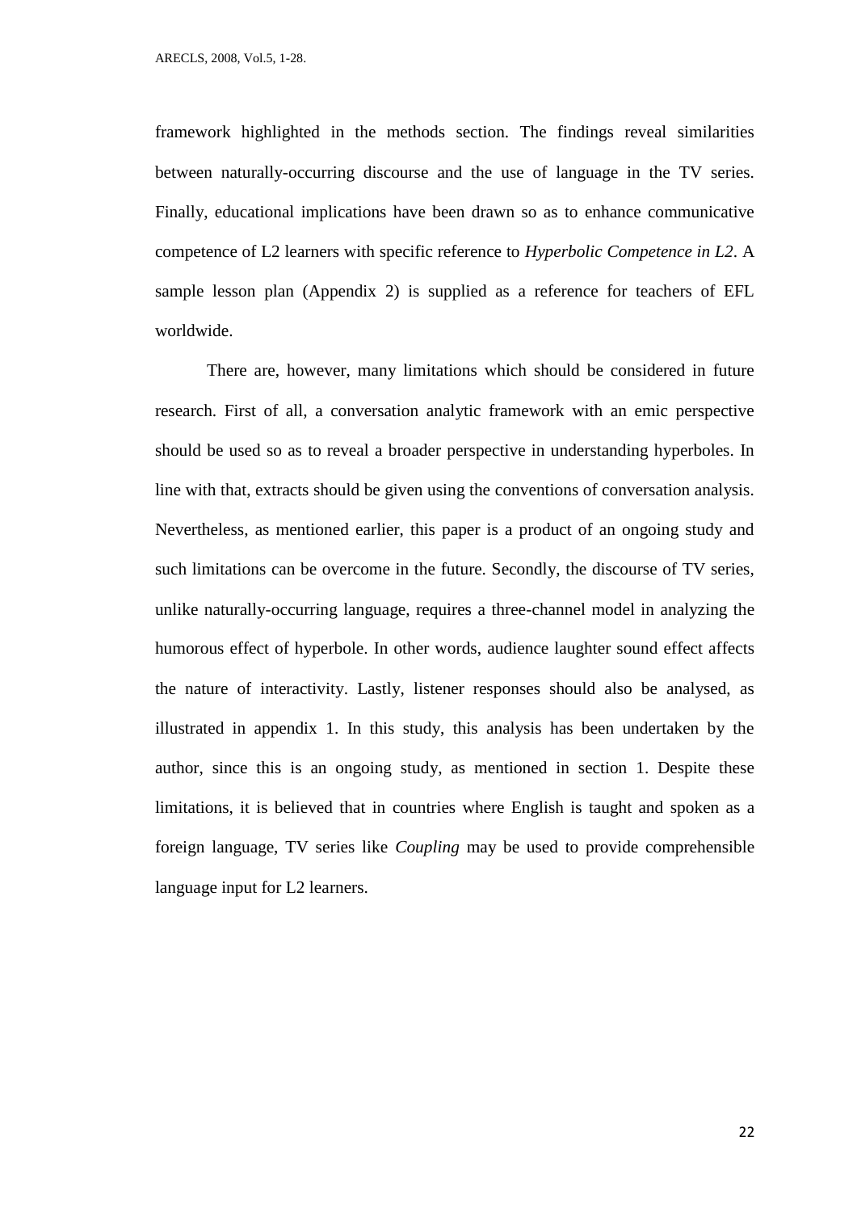framework highlighted in the methods section. The findings reveal similarities between naturally-occurring discourse and the use of language in the TV series. Finally, educational implications have been drawn so as to enhance communicative competence of L2 learners with specific reference to *Hyperbolic Competence in L2*. A sample lesson plan (Appendix 2) is supplied as a reference for teachers of EFL worldwide.

There are, however, many limitations which should be considered in future research. First of all, a conversation analytic framework with an emic perspective should be used so as to reveal a broader perspective in understanding hyperboles. In line with that, extracts should be given using the conventions of conversation analysis. Nevertheless, as mentioned earlier, this paper is a product of an ongoing study and such limitations can be overcome in the future. Secondly, the discourse of TV series, unlike naturally-occurring language, requires a three-channel model in analyzing the humorous effect of hyperbole. In other words, audience laughter sound effect affects the nature of interactivity. Lastly, listener responses should also be analysed, as illustrated in appendix 1. In this study, this analysis has been undertaken by the author, since this is an ongoing study, as mentioned in section 1. Despite these limitations, it is believed that in countries where English is taught and spoken as a foreign language, TV series like *Coupling* may be used to provide comprehensible language input for L2 learners.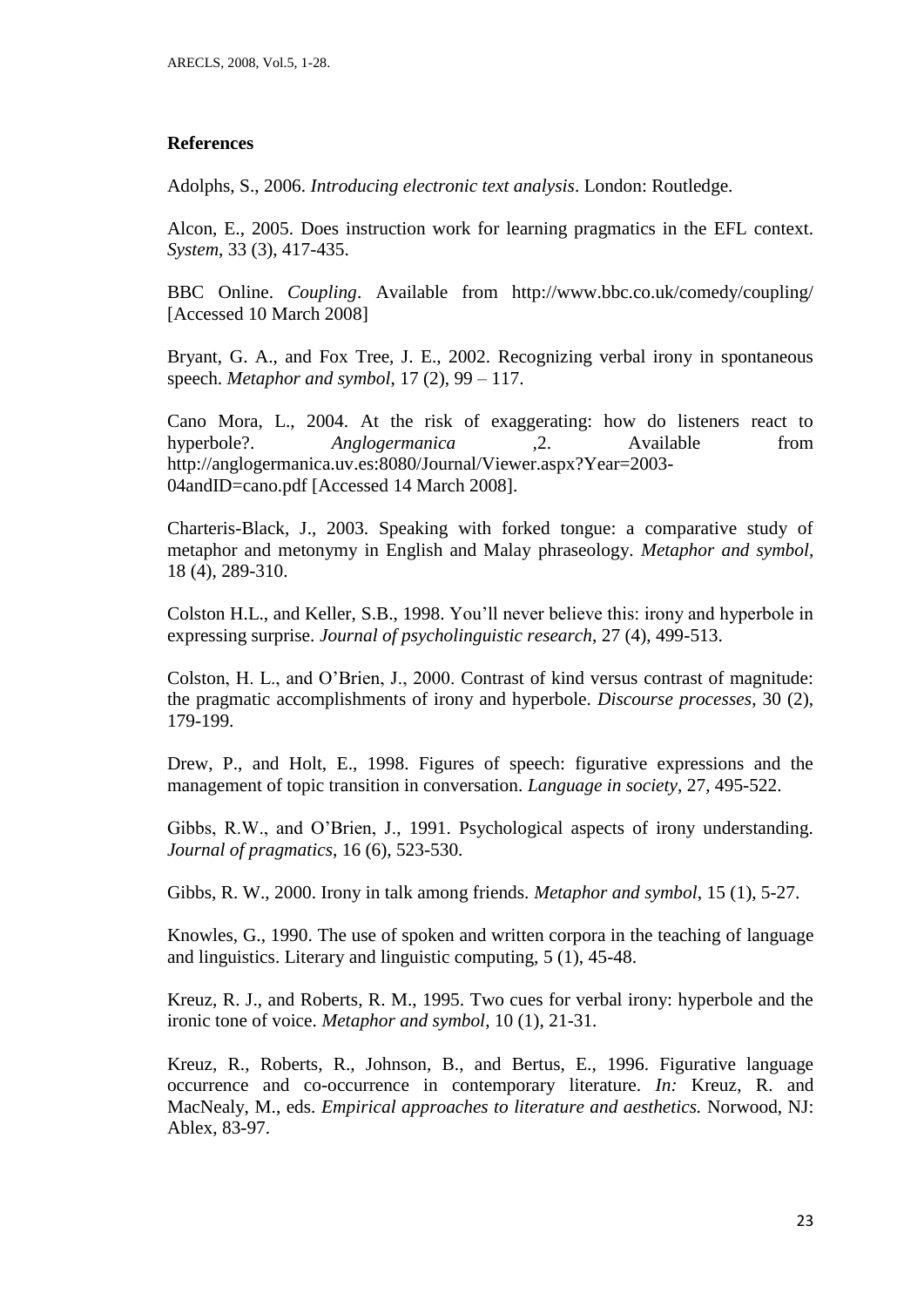## References

Adolphs, S., 2006. *Introducing electronic text analysis*. London: Routledge.

Alcon, E., 2005. Does instruction work for learning pragmatics in the EFL context. *System*, 33 (3), 417-435.

BBC Online. *Coupling*. Available from http://www.bbc.co.uk/comedy/coupling/ [Accessed 10 March 2008]

Bryant, G. A., and Fox Tree, J. E., 2002. Recognizing verbal irony in spontaneous speech. *Metaphor and symbol*, 17 (2), 99 – 117.

Cano Mora, L., 2004. At the risk of exaggerating: how do listeners react to hyperbole?. *Anglogermanica* ,2. Available from http://anglogermanica.uv.es:8080/Journal/Viewer.aspx?Year=2003-04andID=cano.pdf [Accessed 14 March 2008].

Charteris-Black, J., 2003. Speaking with forked tongue: a comparative study of metaphor and metonymy in English and Malay phraseology. *Metaphor and symbol*, 18 (4), 289-310.

Colston H.L., and Keller, S.B., 1998. You'll never believe this: irony and hyperbole in expressing surprise. *Journal of psycholinguistic research*, 27 (4), 499-513.

Colston, H. L., and O'Brien, J., 2000. Contrast of kind versus contrast of magnitude: the pragmatic accomplishments of irony and hyperbole. *Discourse processes*, 30 (2), 179-199.

Drew, P., and Holt, E., 1998. Figures of speech: figurative expressions and the management of topic transition in conversation. *Language in society*, 27, 495-522.

Gibbs, R.W., and O'Brien, J., 1991. Psychological aspects of irony understanding. *Journal of pragmatics*, 16 (6), 523-530.

Gibbs, R. W., 2000. Irony in talk among friends. *Metaphor and symbol*, 15 (1), 5-27.

Knowles, G., 1990. The use of spoken and written corpora in the teaching of language and linguistics. Literary and linguistic computing, 5 (1), 45-48.

Kreuz, R. J., and Roberts, R. M., 1995. Two cues for verbal irony: hyperbole and the ironic tone of voice. *Metaphor and symbol*, 10 (1), 21-31.

Kreuz, R., Roberts, R., Johnson, B., and Bertus, E., 1996. Figurative language occurrence and co-occurrence in contemporary literature. *In:* Kreuz, R. and MacNealy, M., eds. *Empirical approaches to literature and aesthetics.* Norwood, NJ: Ablex, 83-97.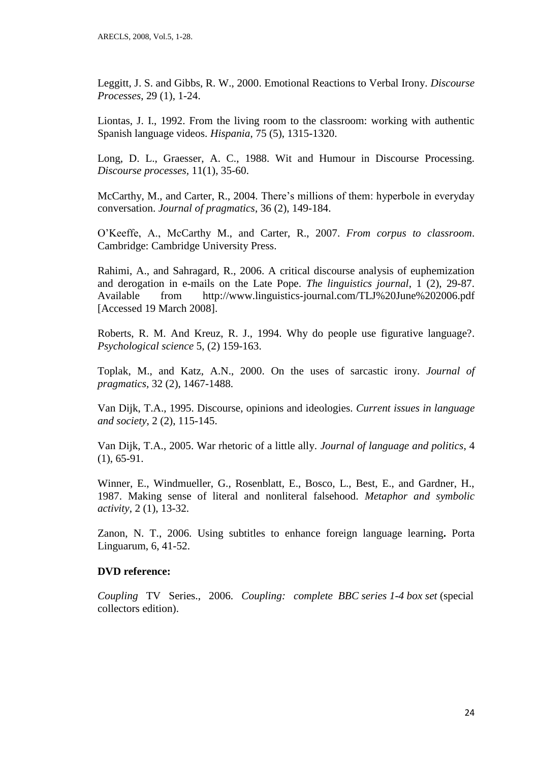Leggitt, J. S. and Gibbs, R. W., 2000. Emotional Reactions to Verbal Irony. *Discourse Processes*, 29 (1), 1-24.

Liontas, J. I., 1992. From the living room to the classroom: working with authentic Spanish language videos. *Hispania*, 75 (5), 1315-1320.

Long, D. L., Graesser, A. C., 1988. Wit and Humour in Discourse Processing. *Discourse processes*, 11(1), 35-60.

McCarthy, M., and Carter, R., 2004. There's millions of them: hyperbole in everyday conversation. *Journal of pragmatics*, 36 (2), 149-184.

O'Keeffe, A., McCarthy M., and Carter, R., 2007. *From corpus to classroom*. Cambridge: Cambridge University Press.

Rahimi, A., and Sahragard, R., 2006. A critical discourse analysis of euphemization and derogation in e-mails on the Late Pope. *The linguistics journal*, 1 (2), 29-87. Available from http://www.linguistics-journal.com/TLJ%20June%202006.pdf [Accessed 19 March 2008].

Roberts, R. M. And Kreuz, R. J., 1994. Why do people use figurative language?. *Psychological science* 5, (2) 159-163.

Toplak, M., and Katz, A.N., 2000. On the uses of sarcastic irony. *Journal of pragmatics,* 32 (2), 1467-1488.

Van Dijk, T.A., 1995. Discourse, opinions and ideologies. *Current issues in language and society*, 2 (2), 115-145.

Van Dijk, T.A., 2005. War rhetoric of a little ally. *Journal of language and politics*, 4 (1), 65-91.

Winner, E., Windmueller, G., Rosenblatt, E., Bosco, L., Best, E., and Gardner, H., 1987. Making sense of literal and nonliteral falsehood. *Metaphor and symbolic activity*, 2 (1), 13-32.

Zanon, N. T., 2006. Using subtitles to enhance foreign language learning**.** Porta Linguarum, 6, 41-52.

**DVD reference:**

*Coupling* TV Series., 2006. *Coupling: complete BBC series 1-4 box set* (special collectors edition).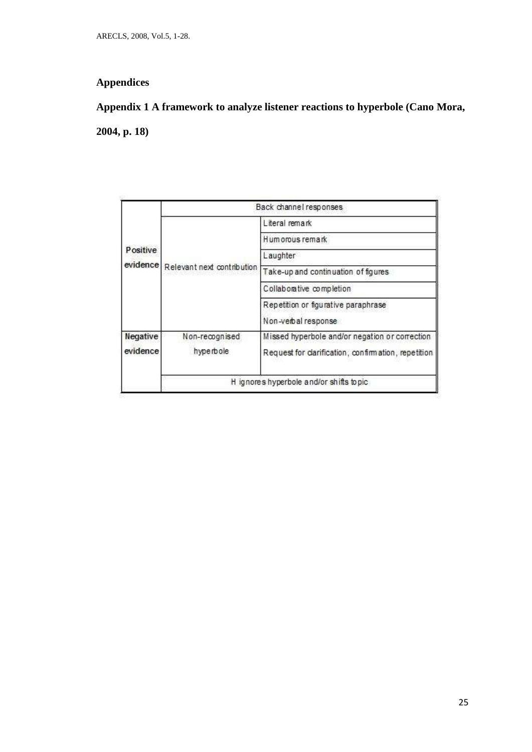# Appendices

## Appendix 1 A framework to analyze listener reactions to hyperbole (Cano Mora, 2004, p. 18)

| | | |
|---|---|---|
| Positive evidence | Back channel responses | |
| | Relevant next contribution | Literal remark |
| | | Humorous remark |
| | | Laughter |
| | | Take-up and continuation of figures |
| | | Collaborative completion |
| | | Repetition or figurative paraphrase |
| | | Non-verbal response |
| Negative evidence | Non-recognised hyperbole | Missed hyperbole and/or negation or correction |
| | | Request for clarification, confirmation, repetition |
| | H ignores hyperbole and/or shifts topic | |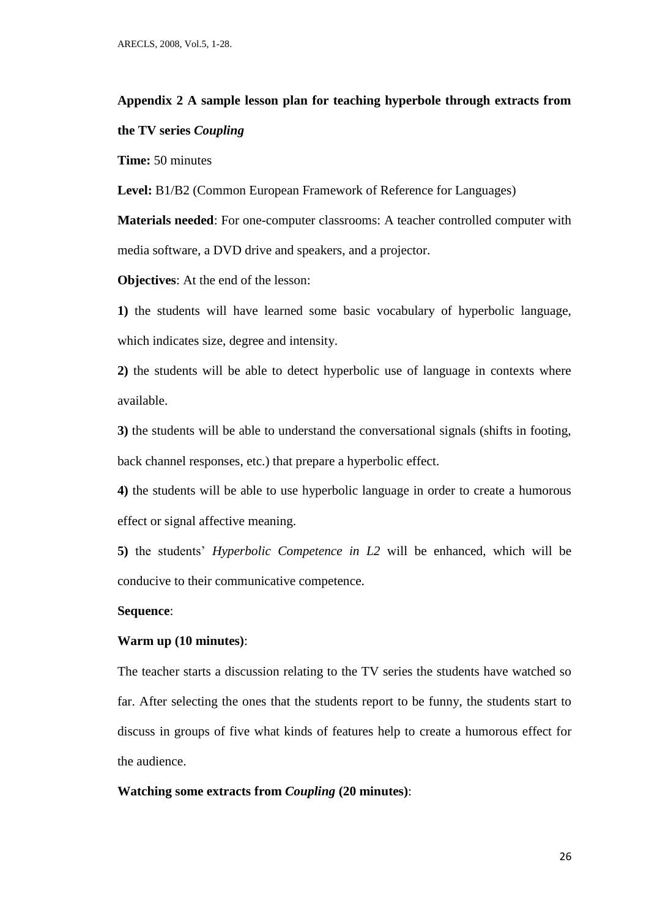## Appendix 2 A sample lesson plan for teaching hyperbole through extracts from the TV series *Coupling*

**Time:** 50 minutes

**Level:** B1/B2 (Common European Framework of Reference for Languages)

**Materials needed**: For one-computer classrooms: A teacher controlled computer with media software, a DVD drive and speakers, and a projector.

**Objectives**: At the end of the lesson:

**1)** the students will have learned some basic vocabulary of hyperbolic language, which indicates size, degree and intensity.

**2)** the students will be able to detect hyperbolic use of language in contexts where available.

**3)** the students will be able to understand the conversational signals (shifts in footing, back channel responses, etc.) that prepare a hyperbolic effect.

**4)** the students will be able to use hyperbolic language in order to create a humorous effect or signal affective meaning.

**5)** the students' *Hyperbolic Competence in L2* will be enhanced, which will be conducive to their communicative competence.

**Sequence**:

**Warm up (10 minutes)**:

The teacher starts a discussion relating to the TV series the students have watched so far. After selecting the ones that the students report to be funny, the students start to discuss in groups of five what kinds of features help to create a humorous effect for the audience.

**Watching some extracts from *Coupling* (20 minutes)**: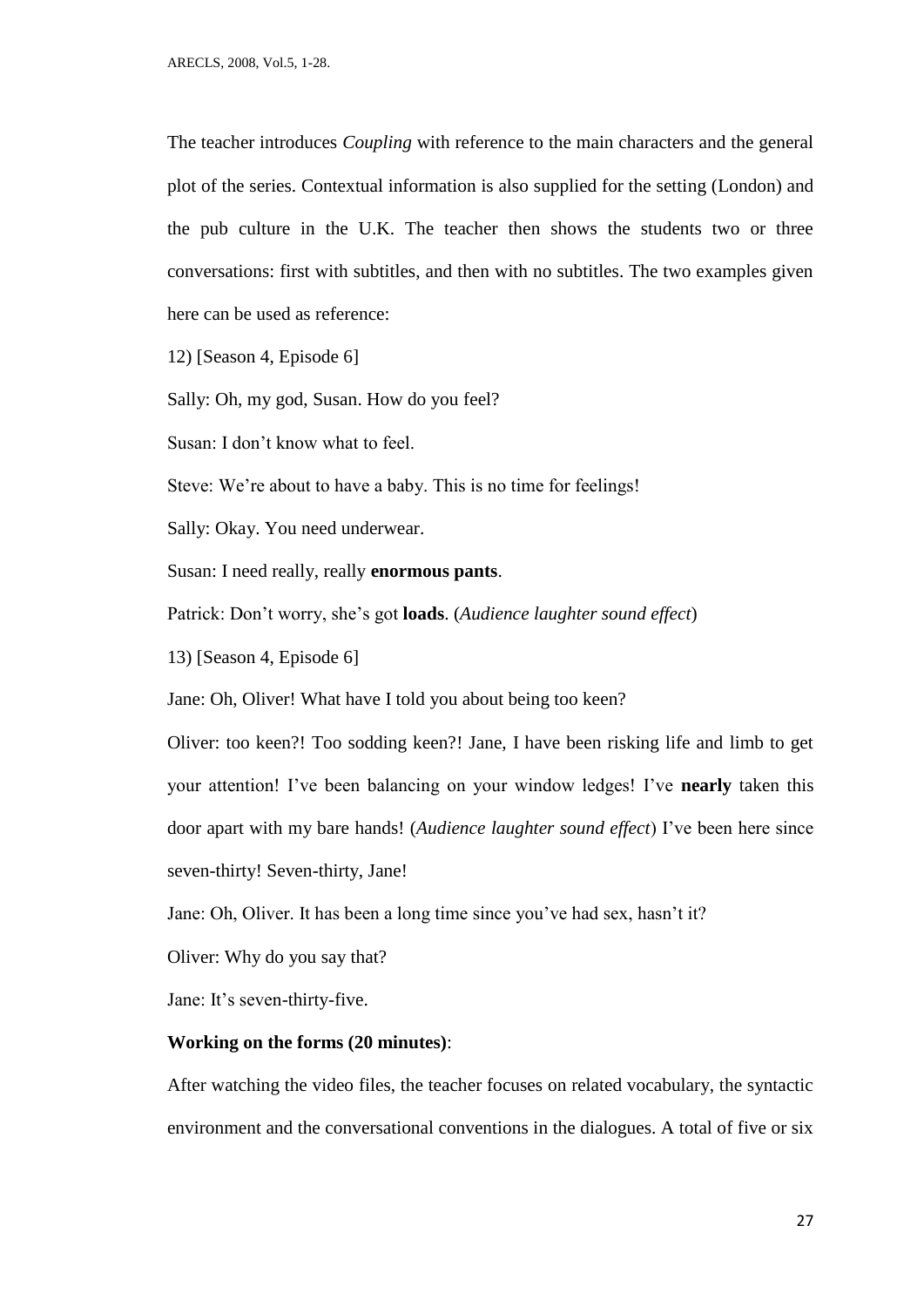The teacher introduces *Coupling* with reference to the main characters and the general plot of the series. Contextual information is also supplied for the setting (London) and the pub culture in the U.K. The teacher then shows the students two or three conversations: first with subtitles, and then with no subtitles. The two examples given here can be used as reference:

12) [Season 4, Episode 6]

Sally: Oh, my god, Susan. How do you feel?

Susan: I don't know what to feel.

Steve: We're about to have a baby. This is no time for feelings!

Sally: Okay. You need underwear.

Susan: I need really, really **enormous pants**.

Patrick: Don't worry, she's got **loads**. (*Audience laughter sound effect*)

13) [Season 4, Episode 6]

Jane: Oh, Oliver! What have I told you about being too keen?

Oliver: too keen?! Too sodding keen?! Jane, I have been risking life and limb to get your attention! I've been balancing on your window ledges! I've **nearly** taken this door apart with my bare hands! (*Audience laughter sound effect*) I've been here since seven-thirty! Seven-thirty, Jane!

Jane: Oh, Oliver. It has been a long time since you've had sex, hasn't it?

Oliver: Why do you say that?

Jane: It's seven-thirty-five.

**Working on the forms (20 minutes)**:

After watching the video files, the teacher focuses on related vocabulary, the syntactic environment and the conversational conventions in the dialogues. A total of five or six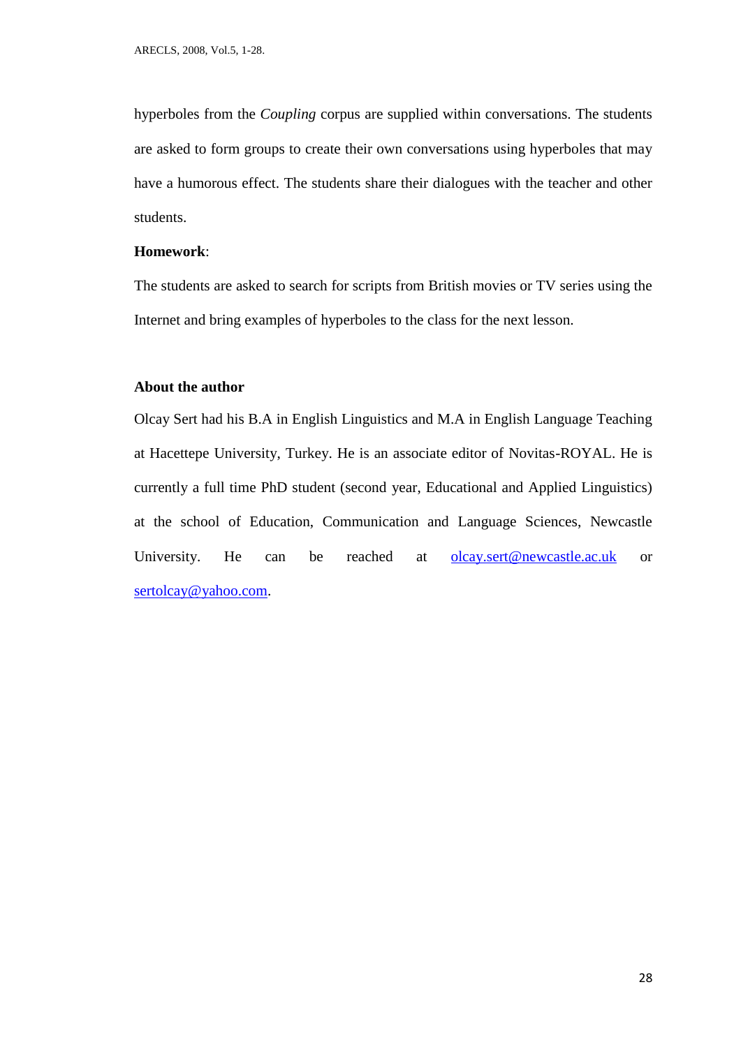hyperboles from the *Coupling* corpus are supplied within conversations. The students are asked to form groups to create their own conversations using hyperboles that may have a humorous effect. The students share their dialogues with the teacher and other students.

**Homework**:

The students are asked to search for scripts from British movies or TV series using the Internet and bring examples of hyperboles to the class for the next lesson.

**About the author**

Olcay Sert had his B.A in English Linguistics and M.A in English Language Teaching at Hacettepe University, Turkey. He is an associate editor of Novitas-ROYAL. He is currently a full time PhD student (second year, Educational and Applied Linguistics) at the school of Education, Communication and Language Sciences, Newcastle University. He can be reached at olcay.sert@newcastle.ac.uk or sertolcay@yahoo.com.